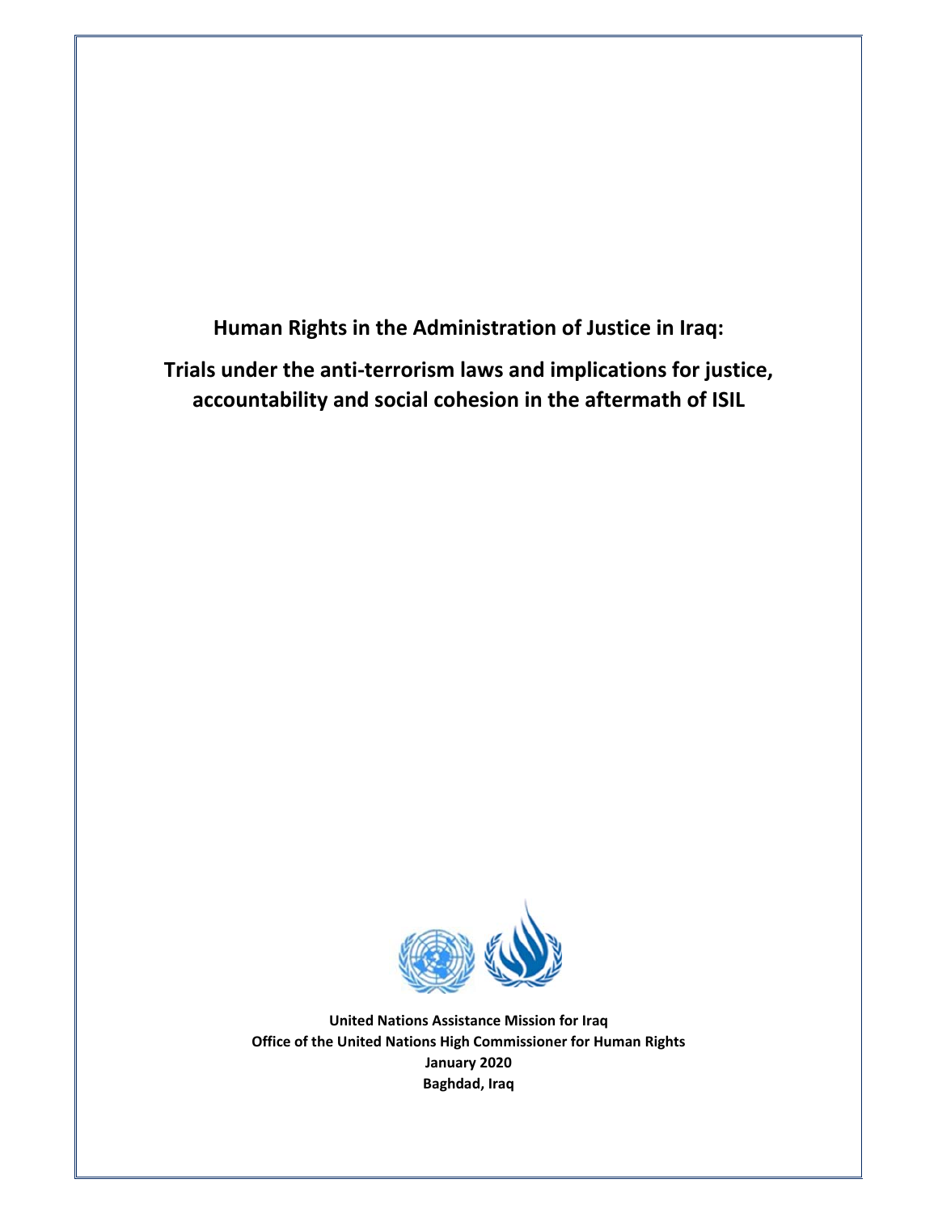# Human Rights in the Administration of Justice in Iraq:

## Trials under the anti-terrorism laws and implications for justice, accountability and social cohesion in the aftermath of ISIL

**United Nations Assistance Mission for Iraq**
**Office of the United Nations High Commissioner for Human Rights**
**January 2020**
**Baghdad, Iraq**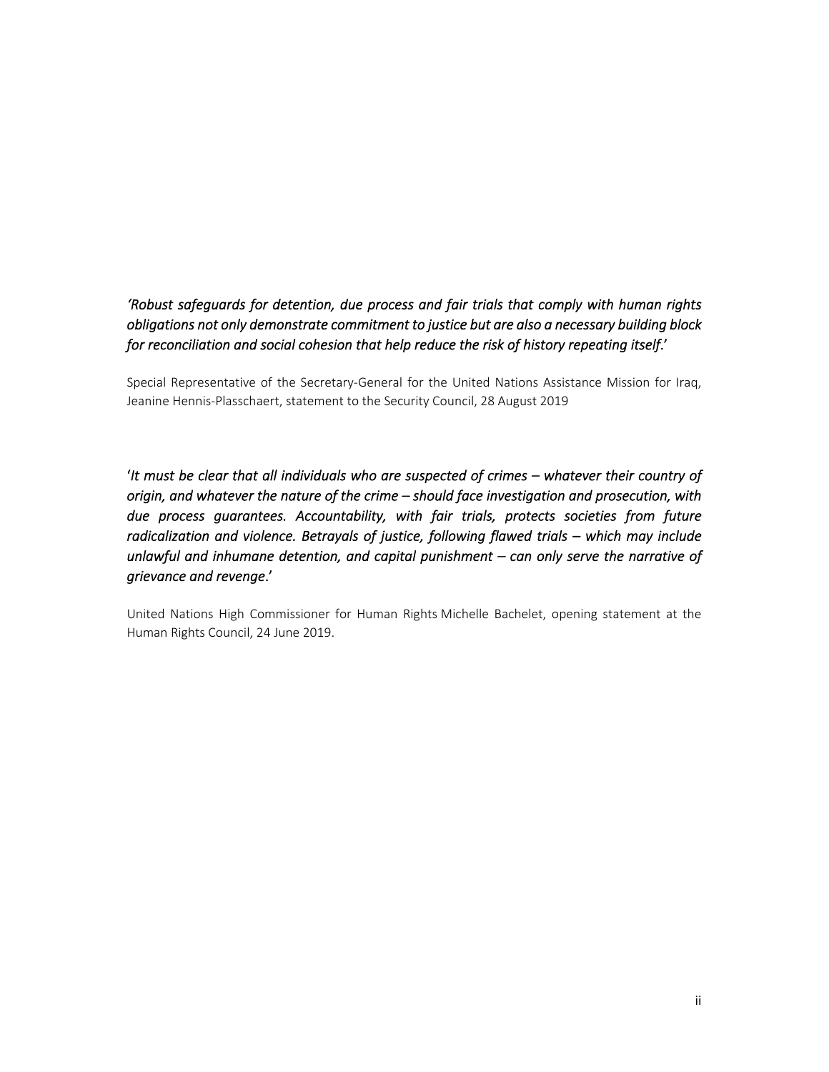*'Robust safeguards for detention, due process and fair trials that comply with human rights obligations not only demonstrate commitment to justice but are also a necessary building block for reconciliation and social cohesion that help reduce the risk of history repeating itself.'*

Special Representative of the Secretary-General for the United Nations Assistance Mission for Iraq, Jeanine Hennis-Plasschaert, statement to the Security Council, 28 August 2019

'*It must be clear that all individuals who are suspected of crimes – whatever their country of origin, and whatever the nature of the crime – should face investigation and prosecution, with due process guarantees. Accountability, with fair trials, protects societies from future radicalization and violence. Betrayals of justice, following flawed trials – which may include unlawful and inhumane detention, and capital punishment – can only serve the narrative of grievance and revenge*.'

United Nations High Commissioner for Human Rights Michelle Bachelet, opening statement at the Human Rights Council, 24 June 2019.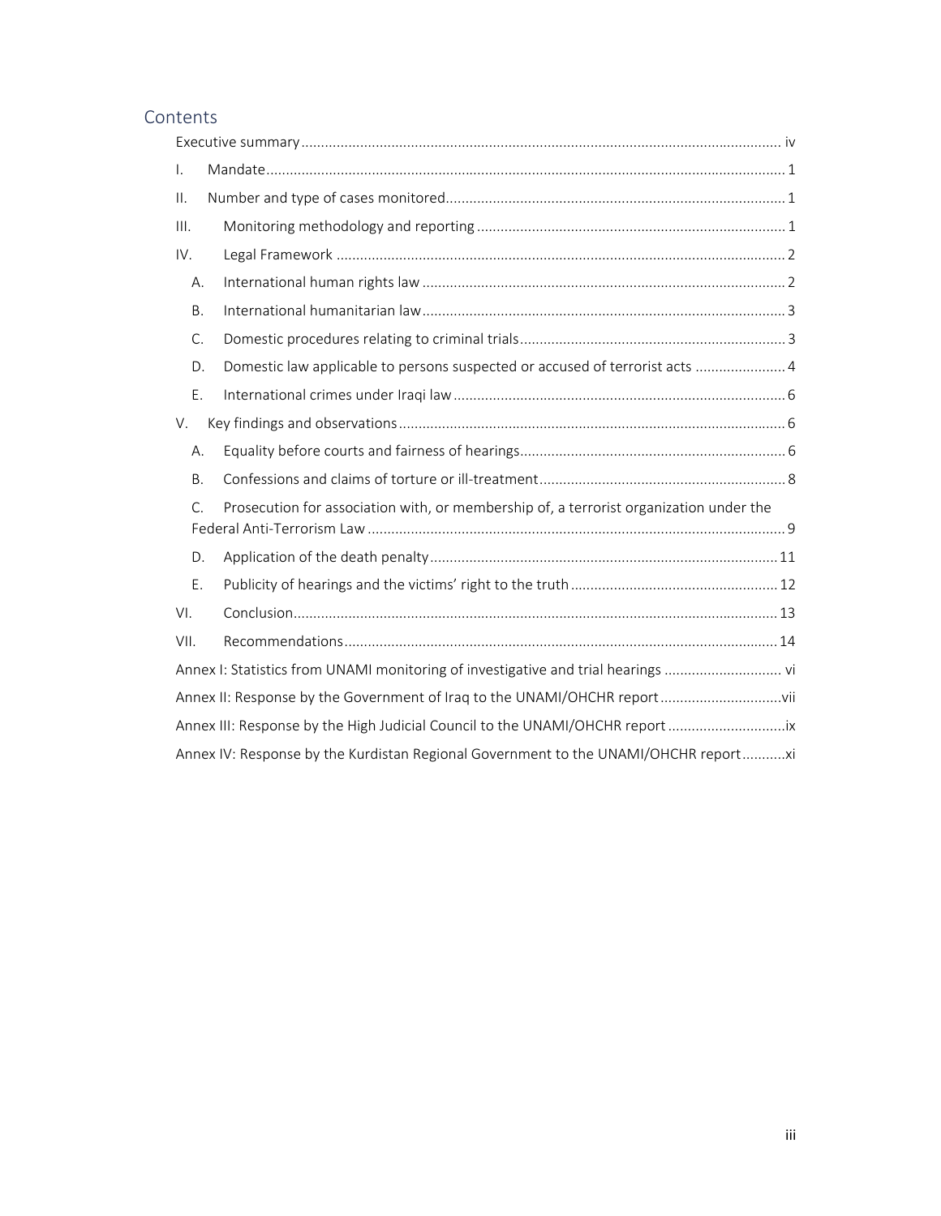## Contents

Executive summary ..... iv

I. Mandate ..... 1

II. Number and type of cases monitored ..... 1

III. Monitoring methodology and reporting ..... 1

IV. Legal Framework ..... 2

- A. International human rights law ..... 2
- B. International humanitarian law ..... 3
- C. Domestic procedures relating to criminal trials ..... 3
- D. Domestic law applicable to persons suspected or accused of terrorist acts ..... 4
- E. International crimes under Iraqi law ..... 6

V. Key findings and observations ..... 6

- A. Equality before courts and fairness of hearings ..... 6
- B. Confessions and claims of torture or ill-treatment ..... 8
- C. Prosecution for association with, or membership of, a terrorist organization under the Federal Anti-Terrorism Law ..... 9
- D. Application of the death penalty ..... 11
- E. Publicity of hearings and the victims' right to the truth ..... 12

VI. Conclusion ..... 13

VII. Recommendations ..... 14

Annex I: Statistics from UNAMI monitoring of investigative and trial hearings ..... vi

Annex II: Response by the Government of Iraq to the UNAMI/OHCHR report ..... vii

Annex III: Response by the High Judicial Council to the UNAMI/OHCHR report ..... ix

Annex IV: Response by the Kurdistan Regional Government to the UNAMI/OHCHR report ..... xi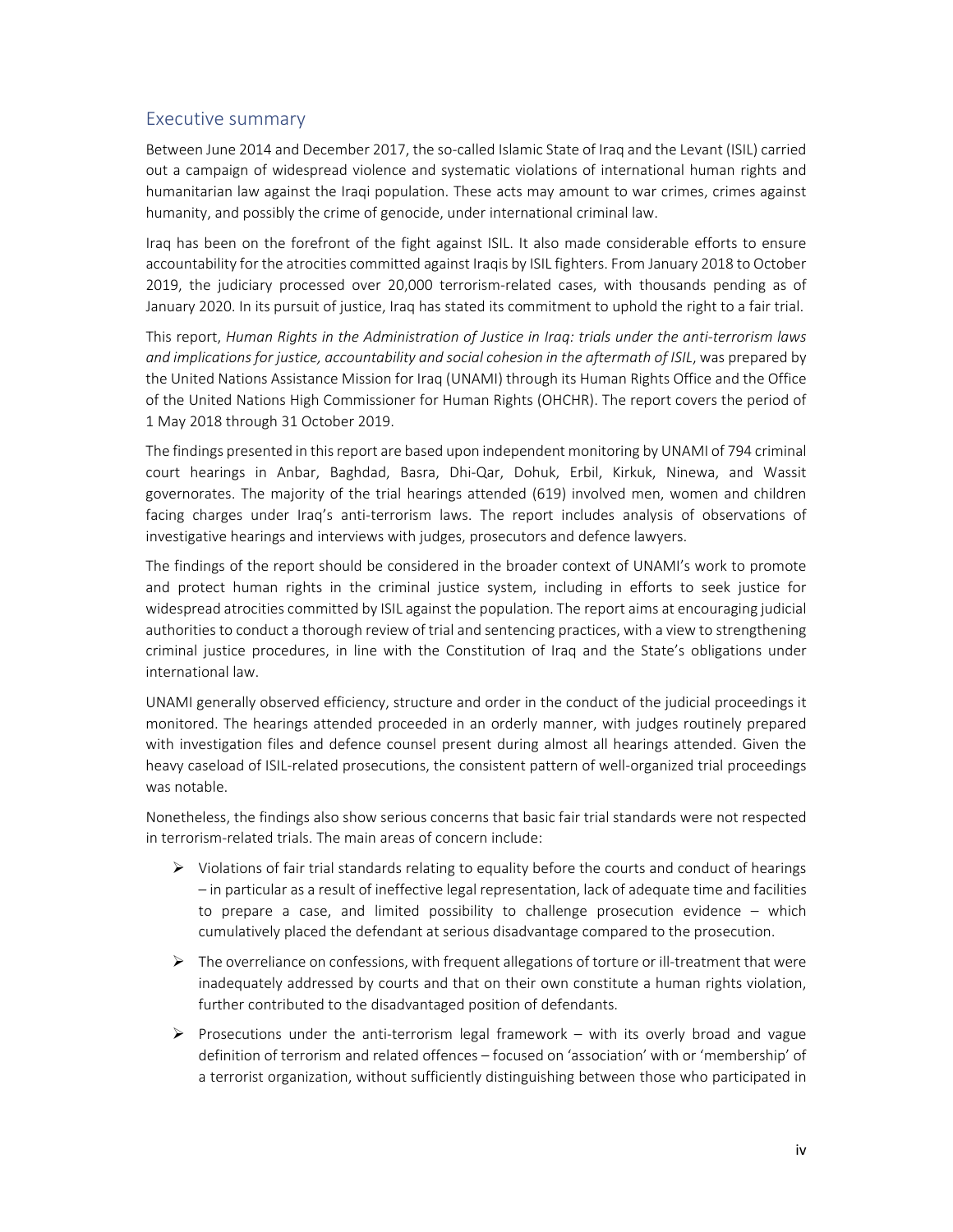## Executive summary

Between June 2014 and December 2017, the so-called Islamic State of Iraq and the Levant (ISIL) carried out a campaign of widespread violence and systematic violations of international human rights and humanitarian law against the Iraqi population. These acts may amount to war crimes, crimes against humanity, and possibly the crime of genocide, under international criminal law.

Iraq has been on the forefront of the fight against ISIL. It also made considerable efforts to ensure accountability for the atrocities committed against Iraqis by ISIL fighters. From January 2018 to October 2019, the judiciary processed over 20,000 terrorism-related cases, with thousands pending as of January 2020. In its pursuit of justice, Iraq has stated its commitment to uphold the right to a fair trial.

This report, *Human Rights in the Administration of Justice in Iraq: trials under the anti-terrorism laws and implications for justice, accountability and social cohesion in the aftermath of ISIL*, was prepared by the United Nations Assistance Mission for Iraq (UNAMI) through its Human Rights Office and the Office of the United Nations High Commissioner for Human Rights (OHCHR). The report covers the period of 1 May 2018 through 31 October 2019.

The findings presented in this report are based upon independent monitoring by UNAMI of 794 criminal court hearings in Anbar, Baghdad, Basra, Dhi-Qar, Dohuk, Erbil, Kirkuk, Ninewa, and Wassit governorates. The majority of the trial hearings attended (619) involved men, women and children facing charges under Iraq's anti-terrorism laws. The report includes analysis of observations of investigative hearings and interviews with judges, prosecutors and defence lawyers.

The findings of the report should be considered in the broader context of UNAMI's work to promote and protect human rights in the criminal justice system, including in efforts to seek justice for widespread atrocities committed by ISIL against the population. The report aims at encouraging judicial authorities to conduct a thorough review of trial and sentencing practices, with a view to strengthening criminal justice procedures, in line with the Constitution of Iraq and the State's obligations under international law.

UNAMI generally observed efficiency, structure and order in the conduct of the judicial proceedings it monitored. The hearings attended proceeded in an orderly manner, with judges routinely prepared with investigation files and defence counsel present during almost all hearings attended. Given the heavy caseload of ISIL-related prosecutions, the consistent pattern of well-organized trial proceedings was notable.

Nonetheless, the findings also show serious concerns that basic fair trial standards were not respected in terrorism-related trials. The main areas of concern include:

- Violations of fair trial standards relating to equality before the courts and conduct of hearings – in particular as a result of ineffective legal representation, lack of adequate time and facilities to prepare a case, and limited possibility to challenge prosecution evidence – which cumulatively placed the defendant at serious disadvantage compared to the prosecution.
- The overreliance on confessions, with frequent allegations of torture or ill-treatment that were inadequately addressed by courts and that on their own constitute a human rights violation, further contributed to the disadvantaged position of defendants.
- Prosecutions under the anti-terrorism legal framework – with its overly broad and vague definition of terrorism and related offences – focused on 'association' with or 'membership' of a terrorist organization, without sufficiently distinguishing between those who participated in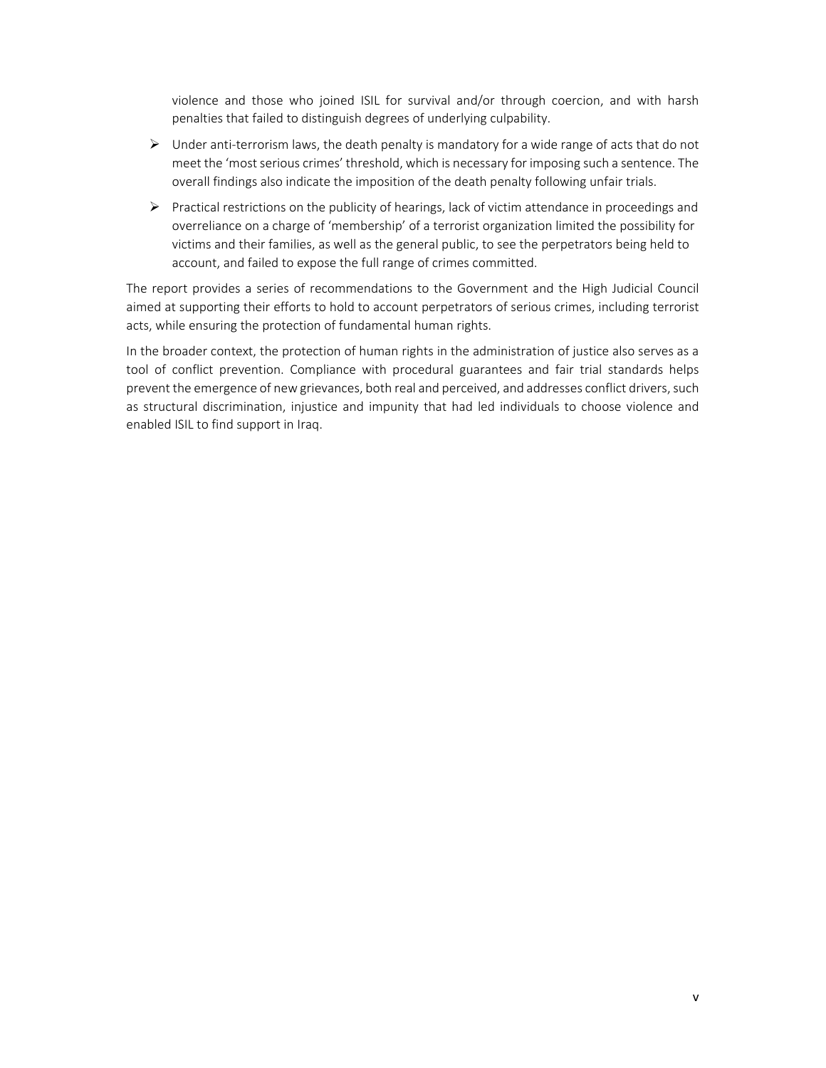violence and those who joined ISIL for survival and/or through coercion, and with harsh penalties that failed to distinguish degrees of underlying culpability.

- Under anti-terrorism laws, the death penalty is mandatory for a wide range of acts that do not meet the 'most serious crimes' threshold, which is necessary for imposing such a sentence. The overall findings also indicate the imposition of the death penalty following unfair trials.
- Practical restrictions on the publicity of hearings, lack of victim attendance in proceedings and overreliance on a charge of 'membership' of a terrorist organization limited the possibility for victims and their families, as well as the general public, to see the perpetrators being held to account, and failed to expose the full range of crimes committed.

The report provides a series of recommendations to the Government and the High Judicial Council aimed at supporting their efforts to hold to account perpetrators of serious crimes, including terrorist acts, while ensuring the protection of fundamental human rights.

In the broader context, the protection of human rights in the administration of justice also serves as a tool of conflict prevention. Compliance with procedural guarantees and fair trial standards helps prevent the emergence of new grievances, both real and perceived, and addresses conflict drivers, such as structural discrimination, injustice and impunity that had led individuals to choose violence and enabled ISIL to find support in Iraq.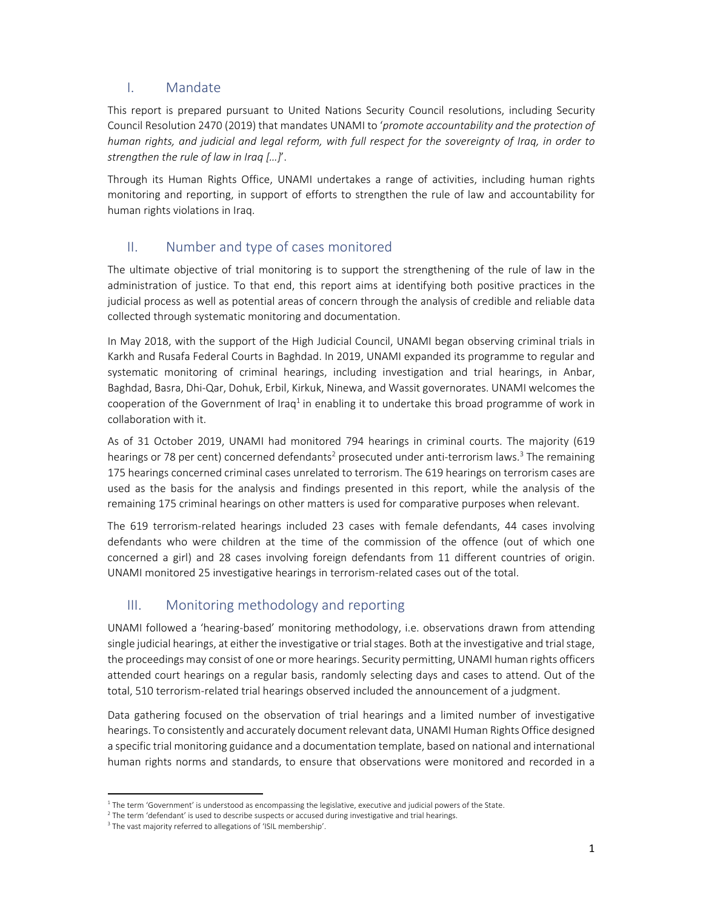## I. Mandate

This report is prepared pursuant to United Nations Security Council resolutions, including Security Council Resolution 2470 (2019) that mandates UNAMI to '*promote accountability and the protection of human rights, and judicial and legal reform, with full respect for the sovereignty of Iraq, in order to strengthen the rule of law in Iraq […]*'.

Through its Human Rights Office, UNAMI undertakes a range of activities, including human rights monitoring and reporting, in support of efforts to strengthen the rule of law and accountability for human rights violations in Iraq.

## II. Number and type of cases monitored

The ultimate objective of trial monitoring is to support the strengthening of the rule of law in the administration of justice. To that end, this report aims at identifying both positive practices in the judicial process as well as potential areas of concern through the analysis of credible and reliable data collected through systematic monitoring and documentation.

In May 2018, with the support of the High Judicial Council, UNAMI began observing criminal trials in Karkh and Rusafa Federal Courts in Baghdad. In 2019, UNAMI expanded its programme to regular and systematic monitoring of criminal hearings, including investigation and trial hearings, in Anbar, Baghdad, Basra, Dhi-Qar, Dohuk, Erbil, Kirkuk, Ninewa, and Wassit governorates. UNAMI welcomes the cooperation of the Government of Iraq[1] in enabling it to undertake this broad programme of work in collaboration with it.

As of 31 October 2019, UNAMI had monitored 794 hearings in criminal courts. The majority (619 hearings or 78 per cent) concerned defendants[2] prosecuted under anti-terrorism laws.[3] The remaining 175 hearings concerned criminal cases unrelated to terrorism. The 619 hearings on terrorism cases are used as the basis for the analysis and findings presented in this report, while the analysis of the remaining 175 criminal hearings on other matters is used for comparative purposes when relevant.

The 619 terrorism-related hearings included 23 cases with female defendants, 44 cases involving defendants who were children at the time of the commission of the offence (out of which one concerned a girl) and 28 cases involving foreign defendants from 11 different countries of origin. UNAMI monitored 25 investigative hearings in terrorism-related cases out of the total.

## III. Monitoring methodology and reporting

UNAMI followed a 'hearing-based' monitoring methodology, i.e. observations drawn from attending single judicial hearings, at either the investigative or trial stages. Both at the investigative and trial stage, the proceedings may consist of one or more hearings. Security permitting, UNAMI human rights officers attended court hearings on a regular basis, randomly selecting days and cases to attend. Out of the total, 510 terrorism-related trial hearings observed included the announcement of a judgment.

Data gathering focused on the observation of trial hearings and a limited number of investigative hearings. To consistently and accurately document relevant data, UNAMI Human Rights Office designed a specific trial monitoring guidance and a documentation template, based on national and international human rights norms and standards, to ensure that observations were monitored and recorded in a

---

[1] The term 'Government' is understood as encompassing the legislative, executive and judicial powers of the State.

[2] The term 'defendant' is used to describe suspects or accused during investigative and trial hearings.

[3] The vast majority referred to allegations of 'ISIL membership'.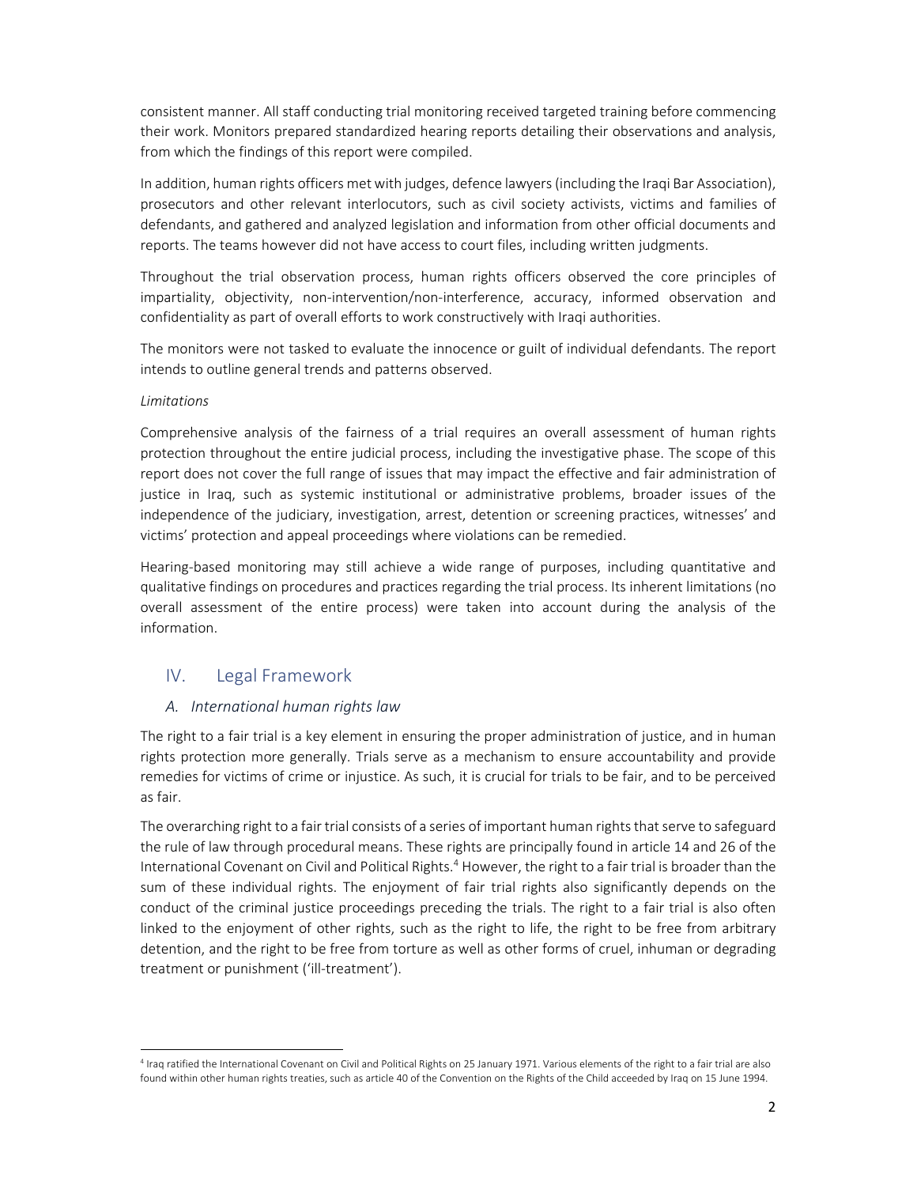consistent manner. All staff conducting trial monitoring received targeted training before commencing their work. Monitors prepared standardized hearing reports detailing their observations and analysis, from which the findings of this report were compiled.

In addition, human rights officers met with judges, defence lawyers (including the Iraqi Bar Association), prosecutors and other relevant interlocutors, such as civil society activists, victims and families of defendants, and gathered and analyzed legislation and information from other official documents and reports. The teams however did not have access to court files, including written judgments.

Throughout the trial observation process, human rights officers observed the core principles of impartiality, objectivity, non-intervention/non-interference, accuracy, informed observation and confidentiality as part of overall efforts to work constructively with Iraqi authorities.

The monitors were not tasked to evaluate the innocence or guilt of individual defendants. The report intends to outline general trends and patterns observed.

*Limitations*

Comprehensive analysis of the fairness of a trial requires an overall assessment of human rights protection throughout the entire judicial process, including the investigative phase. The scope of this report does not cover the full range of issues that may impact the effective and fair administration of justice in Iraq, such as systemic institutional or administrative problems, broader issues of the independence of the judiciary, investigation, arrest, detention or screening practices, witnesses' and victims' protection and appeal proceedings where violations can be remedied.

Hearing-based monitoring may still achieve a wide range of purposes, including quantitative and qualitative findings on procedures and practices regarding the trial process. Its inherent limitations (no overall assessment of the entire process) were taken into account during the analysis of the information.

## IV. Legal Framework

### *A. International human rights law*

The right to a fair trial is a key element in ensuring the proper administration of justice, and in human rights protection more generally. Trials serve as a mechanism to ensure accountability and provide remedies for victims of crime or injustice. As such, it is crucial for trials to be fair, and to be perceived as fair.

The overarching right to a fair trial consists of a series of important human rights that serve to safeguard the rule of law through procedural means. These rights are principally found in article 14 and 26 of the International Covenant on Civil and Political Rights.[4] However, the right to a fair trial is broader than the sum of these individual rights. The enjoyment of fair trial rights also significantly depends on the conduct of the criminal justice proceedings preceding the trials. The right to a fair trial is also often linked to the enjoyment of other rights, such as the right to life, the right to be free from arbitrary detention, and the right to be free from torture as well as other forms of cruel, inhuman or degrading treatment or punishment ('ill-treatment').

[4] Iraq ratified the International Covenant on Civil and Political Rights on 25 January 1971. Various elements of the right to a fair trial are also found within other human rights treaties, such as article 40 of the Convention on the Rights of the Child acceeded by Iraq on 15 June 1994.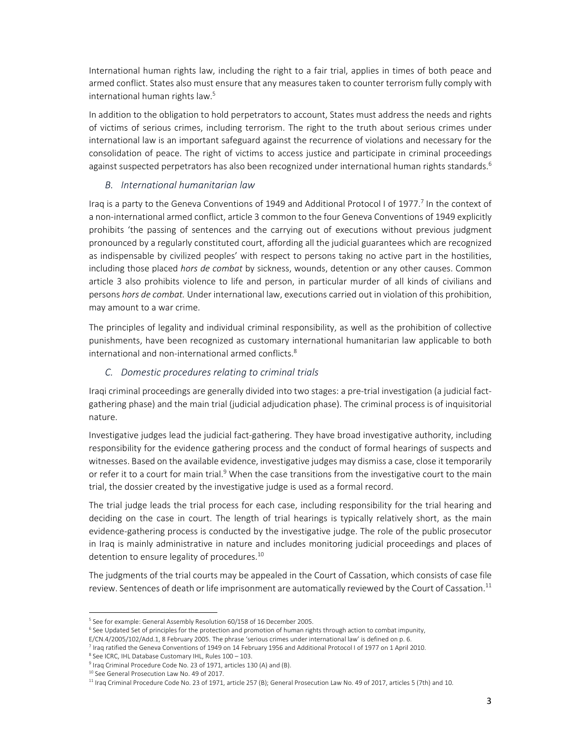International human rights law, including the right to a fair trial, applies in times of both peace and armed conflict. States also must ensure that any measures taken to counter terrorism fully comply with international human rights law.[5]

In addition to the obligation to hold perpetrators to account, States must address the needs and rights of victims of serious crimes, including terrorism. The right to the truth about serious crimes under international law is an important safeguard against the recurrence of violations and necessary for the consolidation of peace. The right of victims to access justice and participate in criminal proceedings against suspected perpetrators has also been recognized under international human rights standards.[6]

### *B. International humanitarian law*

Iraq is a party to the Geneva Conventions of 1949 and Additional Protocol I of 1977.[7] In the context of a non-international armed conflict, article 3 common to the four Geneva Conventions of 1949 explicitly prohibits 'the passing of sentences and the carrying out of executions without previous judgment pronounced by a regularly constituted court, affording all the judicial guarantees which are recognized as indispensable by civilized peoples' with respect to persons taking no active part in the hostilities, including those placed *hors de combat* by sickness, wounds, detention or any other causes. Common article 3 also prohibits violence to life and person, in particular murder of all kinds of civilians and persons *hors de combat.* Under international law, executions carried out in violation of this prohibition, may amount to a war crime.

The principles of legality and individual criminal responsibility, as well as the prohibition of collective punishments, have been recognized as customary international humanitarian law applicable to both international and non-international armed conflicts.[8]

### *C. Domestic procedures relating to criminal trials*

Iraqi criminal proceedings are generally divided into two stages: a pre-trial investigation (a judicial fact-gathering phase) and the main trial (judicial adjudication phase). The criminal process is of inquisitorial nature.

Investigative judges lead the judicial fact-gathering. They have broad investigative authority, including responsibility for the evidence gathering process and the conduct of formal hearings of suspects and witnesses. Based on the available evidence, investigative judges may dismiss a case, close it temporarily or refer it to a court for main trial.[9] When the case transitions from the investigative court to the main trial, the dossier created by the investigative judge is used as a formal record.

The trial judge leads the trial process for each case, including responsibility for the trial hearing and deciding on the case in court. The length of trial hearings is typically relatively short, as the main evidence-gathering process is conducted by the investigative judge. The role of the public prosecutor in Iraq is mainly administrative in nature and includes monitoring judicial proceedings and places of detention to ensure legality of procedures.[10]

The judgments of the trial courts may be appealed in the Court of Cassation, which consists of case file review. Sentences of death or life imprisonment are automatically reviewed by the Court of Cassation.[11]

---

[5] See for example: General Assembly Resolution 60/158 of 16 December 2005.

[6] See Updated Set of principles for the protection and promotion of human rights through action to combat impunity, E/CN.4/2005/102/Add.1, 8 February 2005. The phrase 'serious crimes under international law' is defined on p. 6.

[7] Iraq ratified the Geneva Conventions of 1949 on 14 February 1956 and Additional Protocol I of 1977 on 1 April 2010.

[8] See ICRC, IHL Database Customary IHL, Rules 100 – 103.

[9] Iraq Criminal Procedure Code No. 23 of 1971, articles 130 (A) and (B).

[10] See General Prosecution Law No. 49 of 2017.

[11] Iraq Criminal Procedure Code No. 23 of 1971, article 257 (B); General Prosecution Law No. 49 of 2017, articles 5 (7th) and 10.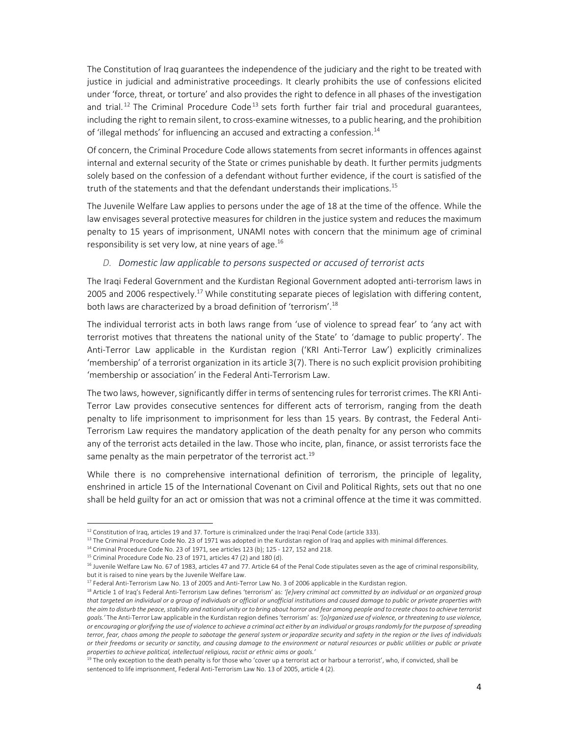The Constitution of Iraq guarantees the independence of the judiciary and the right to be treated with justice in judicial and administrative proceedings. It clearly prohibits the use of confessions elicited under 'force, threat, or torture' and also provides the right to defence in all phases of the investigation and trial.[12] The Criminal Procedure Code[13] sets forth further fair trial and procedural guarantees, including the right to remain silent, to cross-examine witnesses, to a public hearing, and the prohibition of 'illegal methods' for influencing an accused and extracting a confession.[14]

Of concern, the Criminal Procedure Code allows statements from secret informants in offences against internal and external security of the State or crimes punishable by death. It further permits judgments solely based on the confession of a defendant without further evidence, if the court is satisfied of the truth of the statements and that the defendant understands their implications.[15]

The Juvenile Welfare Law applies to persons under the age of 18 at the time of the offence. While the law envisages several protective measures for children in the justice system and reduces the maximum penalty to 15 years of imprisonment, UNAMI notes with concern that the minimum age of criminal responsibility is set very low, at nine years of age.[16]

### *D. Domestic law applicable to persons suspected or accused of terrorist acts*

The Iraqi Federal Government and the Kurdistan Regional Government adopted anti-terrorism laws in 2005 and 2006 respectively.[17] While constituting separate pieces of legislation with differing content, both laws are characterized by a broad definition of 'terrorism'.[18]

The individual terrorist acts in both laws range from 'use of violence to spread fear' to 'any act with terrorist motives that threatens the national unity of the State' to 'damage to public property'. The Anti-Terror Law applicable in the Kurdistan region ('KRI Anti-Terror Law') explicitly criminalizes 'membership' of a terrorist organization in its article 3(7). There is no such explicit provision prohibiting 'membership or association' in the Federal Anti-Terrorism Law.

The two laws, however, significantly differ in terms of sentencing rules for terrorist crimes. The KRI Anti-Terror Law provides consecutive sentences for different acts of terrorism, ranging from the death penalty to life imprisonment to imprisonment for less than 15 years. By contrast, the Federal Anti-Terrorism Law requires the mandatory application of the death penalty for any person who commits any of the terrorist acts detailed in the law. Those who incite, plan, finance, or assist terrorists face the same penalty as the main perpetrator of the terrorist act.[19]

While there is no comprehensive international definition of terrorism, the principle of legality, enshrined in article 15 of the International Covenant on Civil and Political Rights, sets out that no one shall be held guilty for an act or omission that was not a criminal offence at the time it was committed.

---

[12] Constitution of Iraq, articles 19 and 37. Torture is criminalized under the Iraqi Penal Code (article 333).

[13] The Criminal Procedure Code No. 23 of 1971 was adopted in the Kurdistan region of Iraq and applies with minimal differences.

[14] Criminal Procedure Code No. 23 of 1971, see articles 123 (b); 125 - 127, 152 and 218.

[15] Criminal Procedure Code No. 23 of 1971, articles 47 (2) and 180 (d).

[16] Juvenile Welfare Law No. 67 of 1983, articles 47 and 77. Article 64 of the Penal Code stipulates seven as the age of criminal responsibility, but it is raised to nine years by the Juvenile Welfare Law.

[17] Federal Anti-Terrorism Law No. 13 of 2005 and Anti-Terror Law No. 3 of 2006 applicable in the Kurdistan region.

[18] Article 1 of Iraq's Federal Anti-Terrorism Law defines 'terrorism' as: *'[e]very criminal act committed by an individual or an organized group that targeted an individual or a group of individuals or official or unofficial institutions and caused damage to public or private properties with the aim to disturb the peace, stability and national unity or to bring about horror and fear among people and to create chaos to achieve terrorist goals.'* The Anti-Terror Law applicable in the Kurdistan region defines 'terrorism' as: *'[o]rganized use of violence, or threatening to use violence, or encouraging or glorifying the use of violence to achieve a criminal act either by an individual or groups randomly for the purpose of spreading terror, fear, chaos among the people to sabotage the general system or jeopardize security and safety in the region or the lives of individuals or their freedoms or security or sanctity, and causing damage to the environment or natural resources or public utilities or public or private properties to achieve political, intellectual religious, racist or ethnic aims or goals.'*

[19] The only exception to the death penalty is for those who 'cover up a terrorist act or harbour a terrorist', who, if convicted, shall be sentenced to life imprisonment, Federal Anti-Terrorism Law No. 13 of 2005, article 4 (2).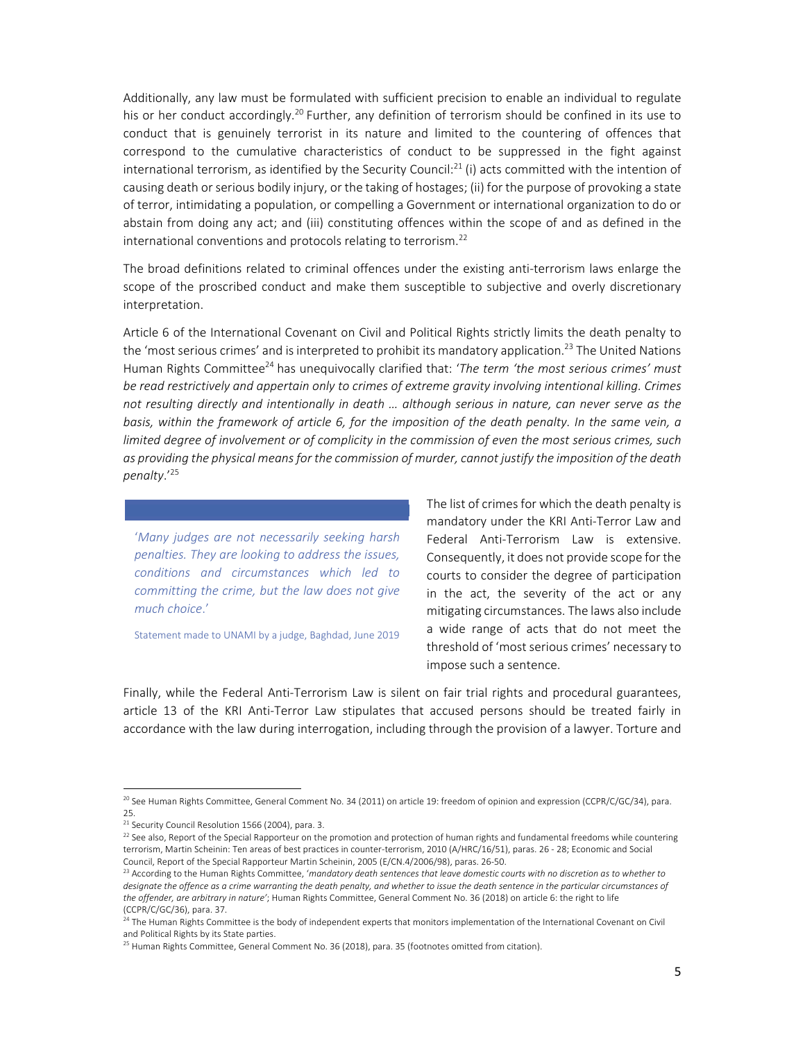Additionally, any law must be formulated with sufficient precision to enable an individual to regulate his or her conduct accordingly.[20] Further, any definition of terrorism should be confined in its use to conduct that is genuinely terrorist in its nature and limited to the countering of offences that correspond to the cumulative characteristics of conduct to be suppressed in the fight against international terrorism, as identified by the Security Council:[21] (i) acts committed with the intention of causing death or serious bodily injury, or the taking of hostages; (ii) for the purpose of provoking a state of terror, intimidating a population, or compelling a Government or international organization to do or abstain from doing any act; and (iii) constituting offences within the scope of and as defined in the international conventions and protocols relating to terrorism.[22]

The broad definitions related to criminal offences under the existing anti-terrorism laws enlarge the scope of the proscribed conduct and make them susceptible to subjective and overly discretionary interpretation.

Article 6 of the International Covenant on Civil and Political Rights strictly limits the death penalty to the 'most serious crimes' and is interpreted to prohibit its mandatory application.[23] The United Nations Human Rights Committee[24] has unequivocally clarified that: '*The term 'the most serious crimes' must be read restrictively and appertain only to crimes of extreme gravity involving intentional killing. Crimes not resulting directly and intentionally in death … although serious in nature, can never serve as the basis, within the framework of article 6, for the imposition of the death penalty. In the same vein, a limited degree of involvement or of complicity in the commission of even the most serious crimes, such as providing the physical means for the commission of murder, cannot justify the imposition of the death penalty*.'[25]

> '*Many judges are not necessarily seeking harsh penalties. They are looking to address the issues, conditions and circumstances which led to committing the crime, but the law does not give much choice*.'
>
> Statement made to UNAMI by a judge, Baghdad, June 2019

The list of crimes for which the death penalty is mandatory under the KRI Anti-Terror Law and Federal Anti-Terrorism Law is extensive. Consequently, it does not provide scope for the courts to consider the degree of participation in the act, the severity of the act or any mitigating circumstances. The laws also include a wide range of acts that do not meet the threshold of 'most serious crimes' necessary to impose such a sentence.

Finally, while the Federal Anti-Terrorism Law is silent on fair trial rights and procedural guarantees, article 13 of the KRI Anti-Terror Law stipulates that accused persons should be treated fairly in accordance with the law during interrogation, including through the provision of a lawyer. Torture and

---

[20] See Human Rights Committee, General Comment No. 34 (2011) on article 19: freedom of opinion and expression (CCPR/C/GC/34), para. 25.

[21] Security Council Resolution 1566 (2004), para. 3.

[22] See also, Report of the Special Rapporteur on the promotion and protection of human rights and fundamental freedoms while countering terrorism, Martin Scheinin: Ten areas of best practices in counter-terrorism, 2010 (A/HRC/16/51), paras. 26 - 28; Economic and Social Council, Report of the Special Rapporteur Martin Scheinin, 2005 (E/CN.4/2006/98), paras. 26-50.

[23] According to the Human Rights Committee, '*mandatory death sentences that leave domestic courts with no discretion as to whether to designate the offence as a crime warranting the death penalty, and whether to issue the death sentence in the particular circumstances of the offender, are arbitrary in nature*'; Human Rights Committee, General Comment No. 36 (2018) on article 6: the right to life (CCPR/C/GC/36), para. 37.

[24] The Human Rights Committee is the body of independent experts that monitors implementation of the International Covenant on Civil and Political Rights by its State parties.

[25] Human Rights Committee, General Comment No. 36 (2018), para. 35 (footnotes omitted from citation).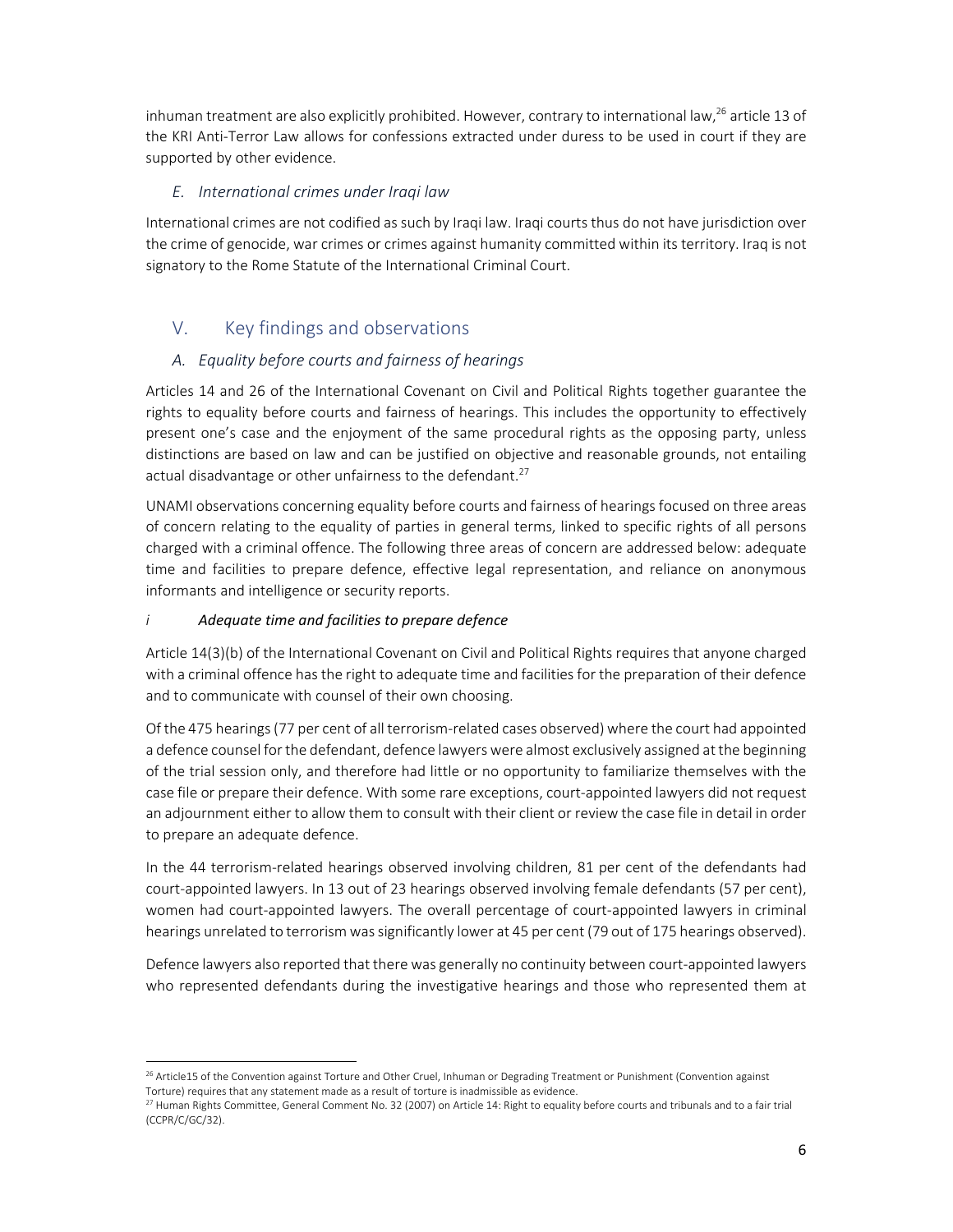inhuman treatment are also explicitly prohibited. However, contrary to international law,[26] article 13 of the KRI Anti-Terror Law allows for confessions extracted under duress to be used in court if they are supported by other evidence.

### *E. International crimes under Iraqi law*

International crimes are not codified as such by Iraqi law. Iraqi courts thus do not have jurisdiction over the crime of genocide, war crimes or crimes against humanity committed within its territory. Iraq is not signatory to the Rome Statute of the International Criminal Court.

## V. Key findings and observations

### *A. Equality before courts and fairness of hearings*

Articles 14 and 26 of the International Covenant on Civil and Political Rights together guarantee the rights to equality before courts and fairness of hearings. This includes the opportunity to effectively present one's case and the enjoyment of the same procedural rights as the opposing party, unless distinctions are based on law and can be justified on objective and reasonable grounds, not entailing actual disadvantage or other unfairness to the defendant.[27]

UNAMI observations concerning equality before courts and fairness of hearings focused on three areas of concern relating to the equality of parties in general terms, linked to specific rights of all persons charged with a criminal offence. The following three areas of concern are addressed below: adequate time and facilities to prepare defence, effective legal representation, and reliance on anonymous informants and intelligence or security reports.

#### *i Adequate time and facilities to prepare defence*

Article 14(3)(b) of the International Covenant on Civil and Political Rights requires that anyone charged with a criminal offence has the right to adequate time and facilities for the preparation of their defence and to communicate with counsel of their own choosing.

Of the 475 hearings (77 per cent of all terrorism-related cases observed) where the court had appointed a defence counsel for the defendant, defence lawyers were almost exclusively assigned at the beginning of the trial session only, and therefore had little or no opportunity to familiarize themselves with the case file or prepare their defence. With some rare exceptions, court-appointed lawyers did not request an adjournment either to allow them to consult with their client or review the case file in detail in order to prepare an adequate defence.

In the 44 terrorism-related hearings observed involving children, 81 per cent of the defendants had court-appointed lawyers. In 13 out of 23 hearings observed involving female defendants (57 per cent), women had court-appointed lawyers. The overall percentage of court-appointed lawyers in criminal hearings unrelated to terrorism was significantly lower at 45 per cent (79 out of 175 hearings observed).

Defence lawyers also reported that there was generally no continuity between court-appointed lawyers who represented defendants during the investigative hearings and those who represented them at

---

[26] Article15 of the Convention against Torture and Other Cruel, Inhuman or Degrading Treatment or Punishment (Convention against Torture) requires that any statement made as a result of torture is inadmissible as evidence.

[27] Human Rights Committee, General Comment No. 32 (2007) on Article 14: Right to equality before courts and tribunals and to a fair trial (CCPR/C/GC/32).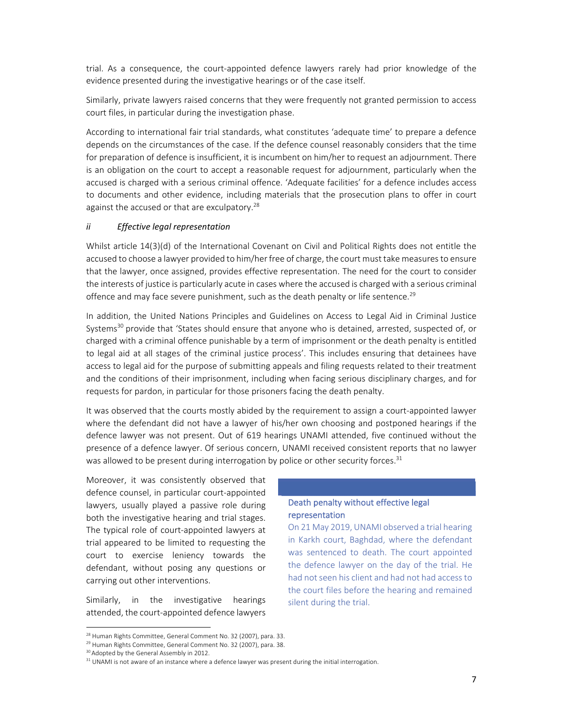trial. As a consequence, the court-appointed defence lawyers rarely had prior knowledge of the evidence presented during the investigative hearings or of the case itself.

Similarly, private lawyers raised concerns that they were frequently not granted permission to access court files, in particular during the investigation phase.

According to international fair trial standards, what constitutes 'adequate time' to prepare a defence depends on the circumstances of the case. If the defence counsel reasonably considers that the time for preparation of defence is insufficient, it is incumbent on him/her to request an adjournment. There is an obligation on the court to accept a reasonable request for adjournment, particularly when the accused is charged with a serious criminal offence. 'Adequate facilities' for a defence includes access to documents and other evidence, including materials that the prosecution plans to offer in court against the accused or that are exculpatory.[28]

*ii Effective legal representation*

Whilst article 14(3)(d) of the International Covenant on Civil and Political Rights does not entitle the accused to choose a lawyer provided to him/her free of charge, the court must take measures to ensure that the lawyer, once assigned, provides effective representation. The need for the court to consider the interests of justice is particularly acute in cases where the accused is charged with a serious criminal offence and may face severe punishment, such as the death penalty or life sentence.[29]

In addition, the United Nations Principles and Guidelines on Access to Legal Aid in Criminal Justice Systems[30] provide that 'States should ensure that anyone who is detained, arrested, suspected of, or charged with a criminal offence punishable by a term of imprisonment or the death penalty is entitled to legal aid at all stages of the criminal justice process'. This includes ensuring that detainees have access to legal aid for the purpose of submitting appeals and filing requests related to their treatment and the conditions of their imprisonment, including when facing serious disciplinary charges, and for requests for pardon, in particular for those prisoners facing the death penalty.

It was observed that the courts mostly abided by the requirement to assign a court-appointed lawyer where the defendant did not have a lawyer of his/her own choosing and postponed hearings if the defence lawyer was not present. Out of 619 hearings UNAMI attended, five continued without the presence of a defence lawyer. Of serious concern, UNAMI received consistent reports that no lawyer was allowed to be present during interrogation by police or other security forces.[31]

Moreover, it was consistently observed that defence counsel, in particular court-appointed lawyers, usually played a passive role during both the investigative hearing and trial stages. The typical role of court-appointed lawyers at trial appeared to be limited to requesting the court to exercise leniency towards the defendant, without posing any questions or carrying out other interventions.

> **Death penalty without effective legal representation**
>
> On 21 May 2019, UNAMI observed a trial hearing in Karkh court, Baghdad, where the defendant was sentenced to death. The court appointed the defence lawyer on the day of the trial. He had not seen his client and had not had access to the court files before the hearing and remained silent during the trial.

Similarly, in the investigative hearings attended, the court-appointed defence lawyers

---

[28] Human Rights Committee, General Comment No. 32 (2007), para. 33.

[29] Human Rights Committee, General Comment No. 32 (2007), para. 38.

[30] Adopted by the General Assembly in 2012.

[31] UNAMI is not aware of an instance where a defence lawyer was present during the initial interrogation.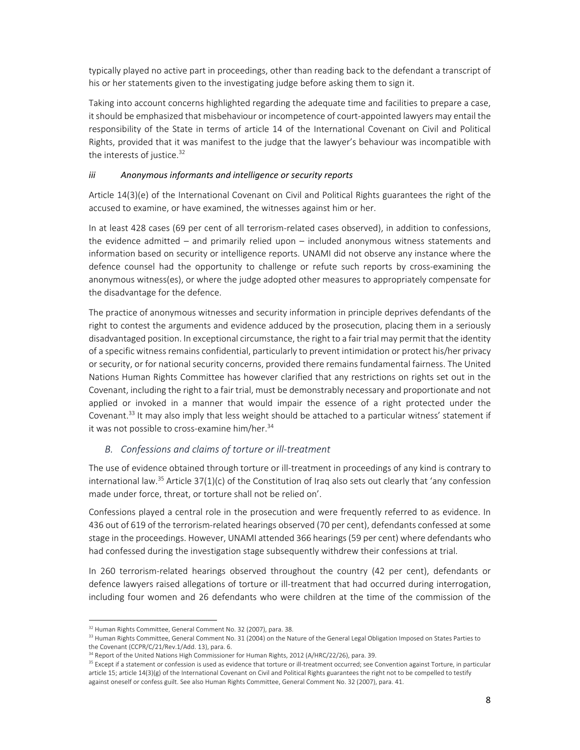typically played no active part in proceedings, other than reading back to the defendant a transcript of his or her statements given to the investigating judge before asking them to sign it.

Taking into account concerns highlighted regarding the adequate time and facilities to prepare a case, it should be emphasized that misbehaviour or incompetence of court-appointed lawyers may entail the responsibility of the State in terms of article 14 of the International Covenant on Civil and Political Rights, provided that it was manifest to the judge that the lawyer's behaviour was incompatible with the interests of justice.[32]

#### *iii Anonymous informants and intelligence or security reports*

Article 14(3)(e) of the International Covenant on Civil and Political Rights guarantees the right of the accused to examine, or have examined, the witnesses against him or her.

In at least 428 cases (69 per cent of all terrorism-related cases observed), in addition to confessions, the evidence admitted – and primarily relied upon – included anonymous witness statements and information based on security or intelligence reports. UNAMI did not observe any instance where the defence counsel had the opportunity to challenge or refute such reports by cross-examining the anonymous witness(es), or where the judge adopted other measures to appropriately compensate for the disadvantage for the defence.

The practice of anonymous witnesses and security information in principle deprives defendants of the right to contest the arguments and evidence adduced by the prosecution, placing them in a seriously disadvantaged position. In exceptional circumstance, the right to a fair trial may permit that the identity of a specific witness remains confidential, particularly to prevent intimidation or protect his/her privacy or security, or for national security concerns, provided there remains fundamental fairness. The United Nations Human Rights Committee has however clarified that any restrictions on rights set out in the Covenant, including the right to a fair trial, must be demonstrably necessary and proportionate and not applied or invoked in a manner that would impair the essence of a right protected under the Covenant.[33] It may also imply that less weight should be attached to a particular witness' statement if it was not possible to cross-examine him/her.[34]

### *B. Confessions and claims of torture or ill-treatment*

The use of evidence obtained through torture or ill-treatment in proceedings of any kind is contrary to international law.[35] Article 37(1)(c) of the Constitution of Iraq also sets out clearly that 'any confession made under force, threat, or torture shall not be relied on'.

Confessions played a central role in the prosecution and were frequently referred to as evidence. In 436 out of 619 of the terrorism-related hearings observed (70 per cent), defendants confessed at some stage in the proceedings. However, UNAMI attended 366 hearings (59 per cent) where defendants who had confessed during the investigation stage subsequently withdrew their confessions at trial.

In 260 terrorism-related hearings observed throughout the country (42 per cent), defendants or defence lawyers raised allegations of torture or ill-treatment that had occurred during interrogation, including four women and 26 defendants who were children at the time of the commission of the

---

[32] Human Rights Committee, General Comment No. 32 (2007), para. 38.

[33] Human Rights Committee, General Comment No. 31 (2004) on the Nature of the General Legal Obligation Imposed on States Parties to the Covenant (CCPR/C/21/Rev.1/Add. 13), para. 6.

[34] Report of the United Nations High Commissioner for Human Rights, 2012 (A/HRC/22/26), para. 39.

[35] Except if a statement or confession is used as evidence that torture or ill-treatment occurred; see Convention against Torture, in particular article 15; article 14(3)(g) of the International Covenant on Civil and Political Rights guarantees the right not to be compelled to testify against oneself or confess guilt. See also Human Rights Committee, General Comment No. 32 (2007), para. 41.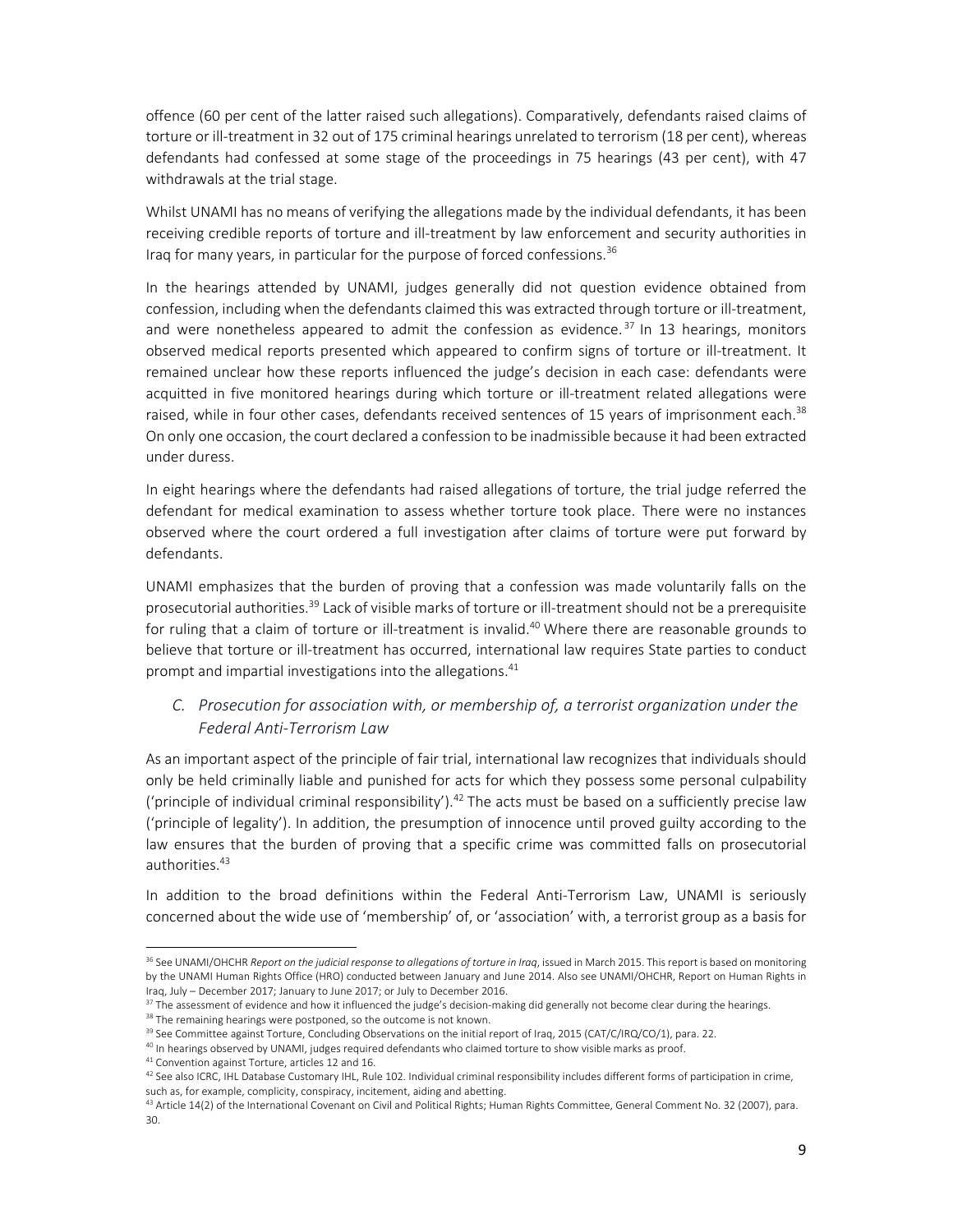offence (60 per cent of the latter raised such allegations). Comparatively, defendants raised claims of torture or ill-treatment in 32 out of 175 criminal hearings unrelated to terrorism (18 per cent), whereas defendants had confessed at some stage of the proceedings in 75 hearings (43 per cent), with 47 withdrawals at the trial stage.

Whilst UNAMI has no means of verifying the allegations made by the individual defendants, it has been receiving credible reports of torture and ill-treatment by law enforcement and security authorities in Iraq for many years, in particular for the purpose of forced confessions.[36]

In the hearings attended by UNAMI, judges generally did not question evidence obtained from confession, including when the defendants claimed this was extracted through torture or ill-treatment, and were nonetheless appeared to admit the confession as evidence.[37] In 13 hearings, monitors observed medical reports presented which appeared to confirm signs of torture or ill-treatment. It remained unclear how these reports influenced the judge's decision in each case: defendants were acquitted in five monitored hearings during which torture or ill-treatment related allegations were raised, while in four other cases, defendants received sentences of 15 years of imprisonment each.[38] On only one occasion, the court declared a confession to be inadmissible because it had been extracted under duress.

In eight hearings where the defendants had raised allegations of torture, the trial judge referred the defendant for medical examination to assess whether torture took place. There were no instances observed where the court ordered a full investigation after claims of torture were put forward by defendants.

UNAMI emphasizes that the burden of proving that a confession was made voluntarily falls on the prosecutorial authorities.[39] Lack of visible marks of torture or ill-treatment should not be a prerequisite for ruling that a claim of torture or ill-treatment is invalid.[40] Where there are reasonable grounds to believe that torture or ill-treatment has occurred, international law requires State parties to conduct prompt and impartial investigations into the allegations.[41]

### *C. Prosecution for association with, or membership of, a terrorist organization under the Federal Anti-Terrorism Law*

As an important aspect of the principle of fair trial, international law recognizes that individuals should only be held criminally liable and punished for acts for which they possess some personal culpability ('principle of individual criminal responsibility').[42] The acts must be based on a sufficiently precise law ('principle of legality'). In addition, the presumption of innocence until proved guilty according to the law ensures that the burden of proving that a specific crime was committed falls on prosecutorial authorities.[43]

In addition to the broad definitions within the Federal Anti-Terrorism Law, UNAMI is seriously concerned about the wide use of 'membership' of, or 'association' with, a terrorist group as a basis for

---

[36] See UNAMI/OHCHR *Report on the judicial response to allegations of torture in Iraq*, issued in March 2015. This report is based on monitoring by the UNAMI Human Rights Office (HRO) conducted between January and June 2014. Also see UNAMI/OHCHR, Report on Human Rights in Iraq, July – December 2017; January to June 2017; or July to December 2016.

[37] The assessment of evidence and how it influenced the judge's decision-making did generally not become clear during the hearings.

[38] The remaining hearings were postponed, so the outcome is not known.

[39] See Committee against Torture, Concluding Observations on the initial report of Iraq, 2015 (CAT/C/IRQ/CO/1), para. 22.

[40] In hearings observed by UNAMI, judges required defendants who claimed torture to show visible marks as proof.

[41] Convention against Torture, articles 12 and 16.

[42] See also ICRC, IHL Database Customary IHL, Rule 102. Individual criminal responsibility includes different forms of participation in crime, such as, for example, complicity, conspiracy, incitement, aiding and abetting.

[43] Article 14(2) of the International Covenant on Civil and Political Rights; Human Rights Committee, General Comment No. 32 (2007), para. 30.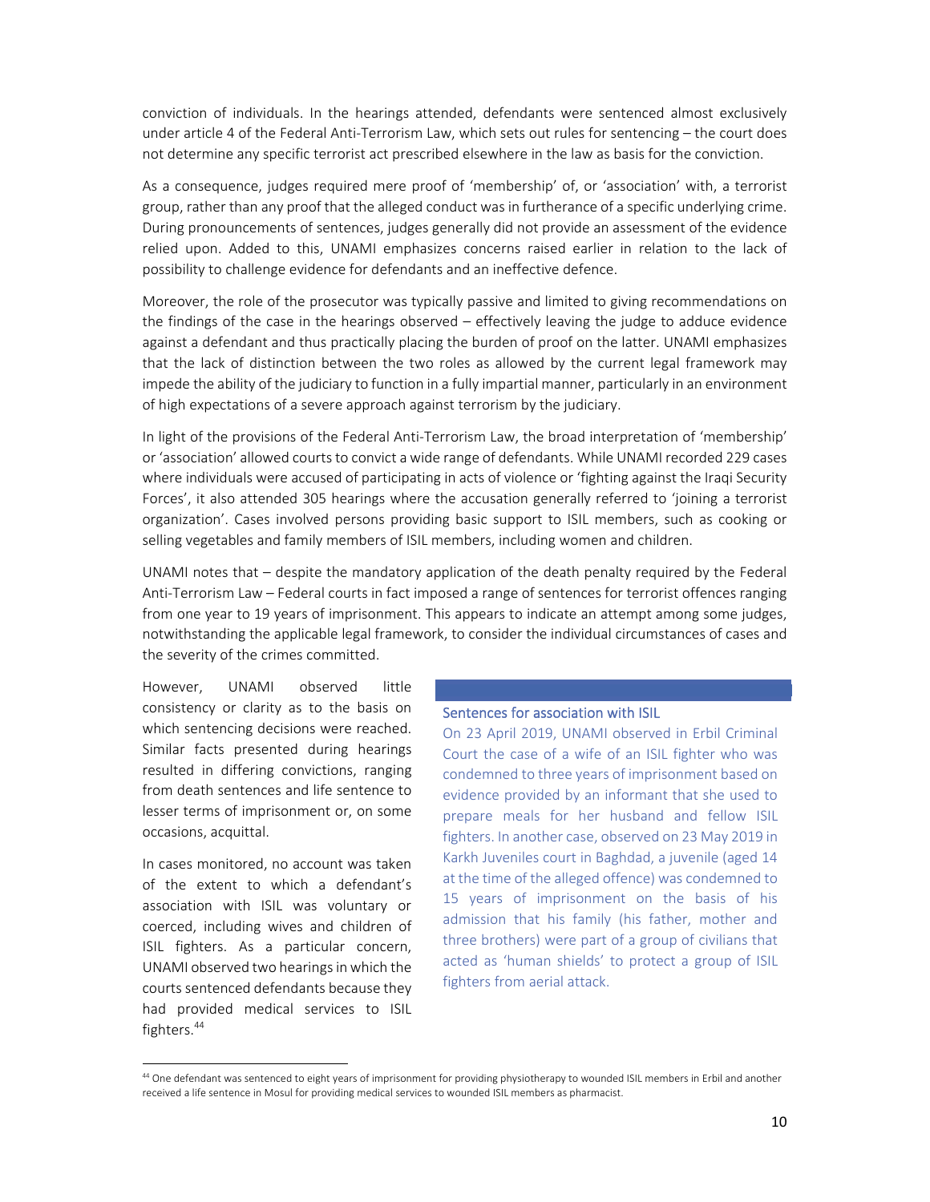conviction of individuals. In the hearings attended, defendants were sentenced almost exclusively under article 4 of the Federal Anti-Terrorism Law, which sets out rules for sentencing – the court does not determine any specific terrorist act prescribed elsewhere in the law as basis for the conviction.

As a consequence, judges required mere proof of 'membership' of, or 'association' with, a terrorist group, rather than any proof that the alleged conduct was in furtherance of a specific underlying crime. During pronouncements of sentences, judges generally did not provide an assessment of the evidence relied upon. Added to this, UNAMI emphasizes concerns raised earlier in relation to the lack of possibility to challenge evidence for defendants and an ineffective defence.

Moreover, the role of the prosecutor was typically passive and limited to giving recommendations on the findings of the case in the hearings observed – effectively leaving the judge to adduce evidence against a defendant and thus practically placing the burden of proof on the latter. UNAMI emphasizes that the lack of distinction between the two roles as allowed by the current legal framework may impede the ability of the judiciary to function in a fully impartial manner, particularly in an environment of high expectations of a severe approach against terrorism by the judiciary.

In light of the provisions of the Federal Anti-Terrorism Law, the broad interpretation of 'membership' or 'association' allowed courts to convict a wide range of defendants. While UNAMI recorded 229 cases where individuals were accused of participating in acts of violence or 'fighting against the Iraqi Security Forces', it also attended 305 hearings where the accusation generally referred to 'joining a terrorist organization'. Cases involved persons providing basic support to ISIL members, such as cooking or selling vegetables and family members of ISIL members, including women and children.

UNAMI notes that – despite the mandatory application of the death penalty required by the Federal Anti-Terrorism Law – Federal courts in fact imposed a range of sentences for terrorist offences ranging from one year to 19 years of imprisonment. This appears to indicate an attempt among some judges, notwithstanding the applicable legal framework, to consider the individual circumstances of cases and the severity of the crimes committed.

However, UNAMI observed little consistency or clarity as to the basis on which sentencing decisions were reached. Similar facts presented during hearings resulted in differing convictions, ranging from death sentences and life sentence to lesser terms of imprisonment or, on some occasions, acquittal.

In cases monitored, no account was taken of the extent to which a defendant's association with ISIL was voluntary or coerced, including wives and children of ISIL fighters. As a particular concern, UNAMI observed two hearings in which the courts sentenced defendants because they had provided medical services to ISIL fighters.[44]

> **Sentences for association with ISIL**
>
> On 23 April 2019, UNAMI observed in Erbil Criminal Court the case of a wife of an ISIL fighter who was condemned to three years of imprisonment based on evidence provided by an informant that she used to prepare meals for her husband and fellow ISIL fighters. In another case, observed on 23 May 2019 in Karkh Juveniles court in Baghdad, a juvenile (aged 14 at the time of the alleged offence) was condemned to 15 years of imprisonment on the basis of his admission that his family (his father, mother and three brothers) were part of a group of civilians that acted as 'human shields' to protect a group of ISIL fighters from aerial attack.

[44] One defendant was sentenced to eight years of imprisonment for providing physiotherapy to wounded ISIL members in Erbil and another received a life sentence in Mosul for providing medical services to wounded ISIL members as pharmacist.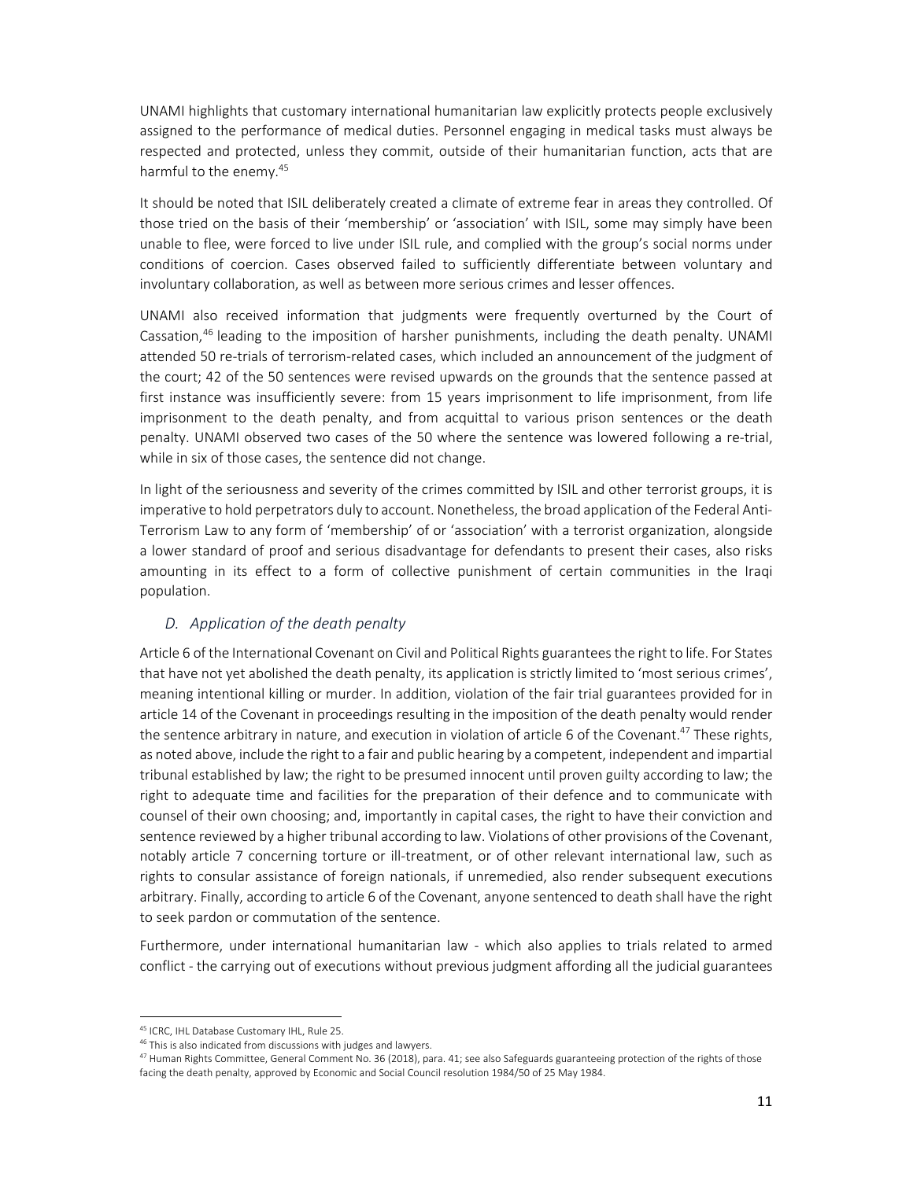UNAMI highlights that customary international humanitarian law explicitly protects people exclusively assigned to the performance of medical duties. Personnel engaging in medical tasks must always be respected and protected, unless they commit, outside of their humanitarian function, acts that are harmful to the enemy.[45]

It should be noted that ISIL deliberately created a climate of extreme fear in areas they controlled. Of those tried on the basis of their 'membership' or 'association' with ISIL, some may simply have been unable to flee, were forced to live under ISIL rule, and complied with the group's social norms under conditions of coercion. Cases observed failed to sufficiently differentiate between voluntary and involuntary collaboration, as well as between more serious crimes and lesser offences.

UNAMI also received information that judgments were frequently overturned by the Court of Cassation,[46] leading to the imposition of harsher punishments, including the death penalty. UNAMI attended 50 re-trials of terrorism-related cases, which included an announcement of the judgment of the court; 42 of the 50 sentences were revised upwards on the grounds that the sentence passed at first instance was insufficiently severe: from 15 years imprisonment to life imprisonment, from life imprisonment to the death penalty, and from acquittal to various prison sentences or the death penalty. UNAMI observed two cases of the 50 where the sentence was lowered following a re-trial, while in six of those cases, the sentence did not change.

In light of the seriousness and severity of the crimes committed by ISIL and other terrorist groups, it is imperative to hold perpetrators duly to account. Nonetheless, the broad application of the Federal Anti-Terrorism Law to any form of 'membership' of or 'association' with a terrorist organization, alongside a lower standard of proof and serious disadvantage for defendants to present their cases, also risks amounting in its effect to a form of collective punishment of certain communities in the Iraqi population.

### *D. Application of the death penalty*

Article 6 of the International Covenant on Civil and Political Rights guarantees the right to life. For States that have not yet abolished the death penalty, its application is strictly limited to 'most serious crimes', meaning intentional killing or murder. In addition, violation of the fair trial guarantees provided for in article 14 of the Covenant in proceedings resulting in the imposition of the death penalty would render the sentence arbitrary in nature, and execution in violation of article 6 of the Covenant.[47] These rights, as noted above, include the right to a fair and public hearing by a competent, independent and impartial tribunal established by law; the right to be presumed innocent until proven guilty according to law; the right to adequate time and facilities for the preparation of their defence and to communicate with counsel of their own choosing; and, importantly in capital cases, the right to have their conviction and sentence reviewed by a higher tribunal according to law. Violations of other provisions of the Covenant, notably article 7 concerning torture or ill-treatment, or of other relevant international law, such as rights to consular assistance of foreign nationals, if unremedied, also render subsequent executions arbitrary. Finally, according to article 6 of the Covenant, anyone sentenced to death shall have the right to seek pardon or commutation of the sentence.

Furthermore, under international humanitarian law - which also applies to trials related to armed conflict - the carrying out of executions without previous judgment affording all the judicial guarantees

---

[45] ICRC, IHL Database Customary IHL, Rule 25.

[46] This is also indicated from discussions with judges and lawyers.

[47] Human Rights Committee, General Comment No. 36 (2018), para. 41; see also Safeguards guaranteeing protection of the rights of those facing the death penalty, approved by Economic and Social Council resolution 1984/50 of 25 May 1984.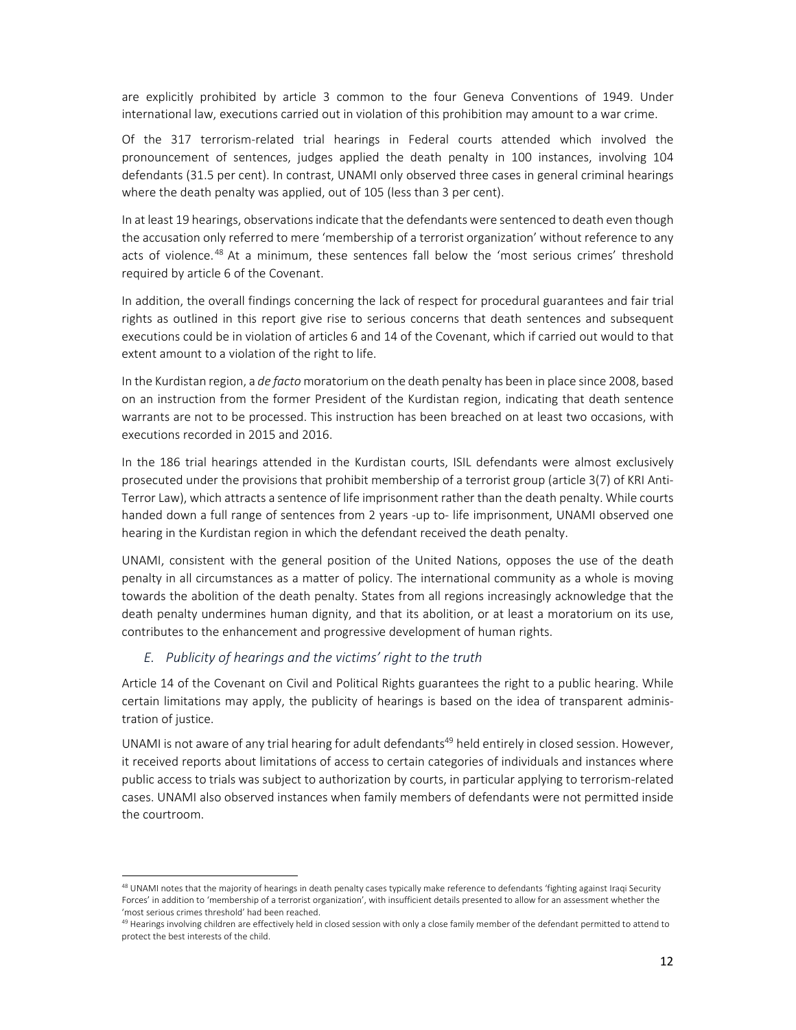are explicitly prohibited by article 3 common to the four Geneva Conventions of 1949. Under international law, executions carried out in violation of this prohibition may amount to a war crime.

Of the 317 terrorism-related trial hearings in Federal courts attended which involved the pronouncement of sentences, judges applied the death penalty in 100 instances, involving 104 defendants (31.5 per cent). In contrast, UNAMI only observed three cases in general criminal hearings where the death penalty was applied, out of 105 (less than 3 per cent).

In at least 19 hearings, observations indicate that the defendants were sentenced to death even though the accusation only referred to mere 'membership of a terrorist organization' without reference to any acts of violence.[48] At a minimum, these sentences fall below the 'most serious crimes' threshold required by article 6 of the Covenant.

In addition, the overall findings concerning the lack of respect for procedural guarantees and fair trial rights as outlined in this report give rise to serious concerns that death sentences and subsequent executions could be in violation of articles 6 and 14 of the Covenant, which if carried out would to that extent amount to a violation of the right to life.

In the Kurdistan region, a *de facto* moratorium on the death penalty has been in place since 2008, based on an instruction from the former President of the Kurdistan region, indicating that death sentence warrants are not to be processed. This instruction has been breached on at least two occasions, with executions recorded in 2015 and 2016.

In the 186 trial hearings attended in the Kurdistan courts, ISIL defendants were almost exclusively prosecuted under the provisions that prohibit membership of a terrorist group (article 3(7) of KRI Anti-Terror Law), which attracts a sentence of life imprisonment rather than the death penalty. While courts handed down a full range of sentences from 2 years -up to- life imprisonment, UNAMI observed one hearing in the Kurdistan region in which the defendant received the death penalty.

UNAMI, consistent with the general position of the United Nations, opposes the use of the death penalty in all circumstances as a matter of policy. The international community as a whole is moving towards the abolition of the death penalty. States from all regions increasingly acknowledge that the death penalty undermines human dignity, and that its abolition, or at least a moratorium on its use, contributes to the enhancement and progressive development of human rights.

### *E. Publicity of hearings and the victims' right to the truth*

Article 14 of the Covenant on Civil and Political Rights guarantees the right to a public hearing. While certain limitations may apply, the publicity of hearings is based on the idea of transparent administration of justice.

UNAMI is not aware of any trial hearing for adult defendants[49] held entirely in closed session. However, it received reports about limitations of access to certain categories of individuals and instances where public access to trials was subject to authorization by courts, in particular applying to terrorism-related cases. UNAMI also observed instances when family members of defendants were not permitted inside the courtroom.

---

[48] UNAMI notes that the majority of hearings in death penalty cases typically make reference to defendants 'fighting against Iraqi Security Forces' in addition to 'membership of a terrorist organization', with insufficient details presented to allow for an assessment whether the 'most serious crimes threshold' had been reached.

[49] Hearings involving children are effectively held in closed session with only a close family member of the defendant permitted to attend to protect the best interests of the child.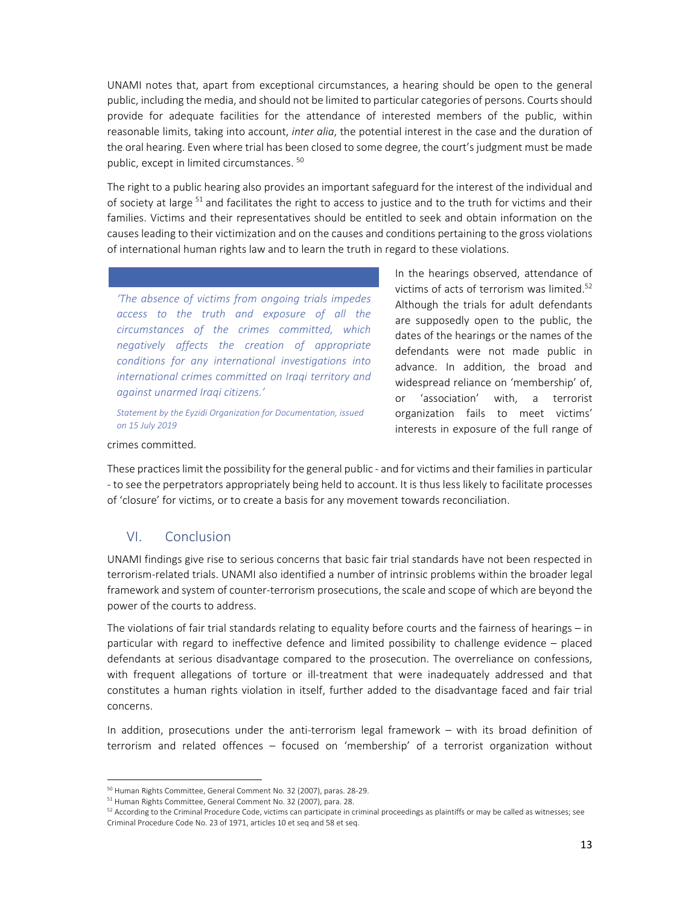UNAMI notes that, apart from exceptional circumstances, a hearing should be open to the general public, including the media, and should not be limited to particular categories of persons. Courts should provide for adequate facilities for the attendance of interested members of the public, within reasonable limits, taking into account, *inter alia*, the potential interest in the case and the duration of the oral hearing. Even where trial has been closed to some degree, the court's judgment must be made public, except in limited circumstances. [50]

The right to a public hearing also provides an important safeguard for the interest of the individual and of society at large [51] and facilitates the right to access to justice and to the truth for victims and their families. Victims and their representatives should be entitled to seek and obtain information on the causes leading to their victimization and on the causes and conditions pertaining to the gross violations of international human rights law and to learn the truth in regard to these violations.

> *'The absence of victims from ongoing trials impedes access to the truth and exposure of all the circumstances of the crimes committed, which negatively affects the creation of appropriate conditions for any international investigations into international crimes committed on Iraqi territory and against unarmed Iraqi citizens.'*
>
> *Statement by the Eyzidi Organization for Documentation, issued on 15 July 2019*

In the hearings observed, attendance of victims of acts of terrorism was limited.[52] Although the trials for adult defendants are supposedly open to the public, the dates of the hearings or the names of the defendants were not made public in advance. In addition, the broad and widespread reliance on 'membership' of, or 'association' with, a terrorist organization fails to meet victims' interests in exposure of the full range of crimes committed.

These practices limit the possibility for the general public - and for victims and their families in particular - to see the perpetrators appropriately being held to account. It is thus less likely to facilitate processes of 'closure' for victims, or to create a basis for any movement towards reconciliation.

## VI. Conclusion

UNAMI findings give rise to serious concerns that basic fair trial standards have not been respected in terrorism-related trials. UNAMI also identified a number of intrinsic problems within the broader legal framework and system of counter-terrorism prosecutions, the scale and scope of which are beyond the power of the courts to address.

The violations of fair trial standards relating to equality before courts and the fairness of hearings – in particular with regard to ineffective defence and limited possibility to challenge evidence – placed defendants at serious disadvantage compared to the prosecution. The overreliance on confessions, with frequent allegations of torture or ill-treatment that were inadequately addressed and that constitutes a human rights violation in itself, further added to the disadvantage faced and fair trial concerns.

In addition, prosecutions under the anti-terrorism legal framework – with its broad definition of terrorism and related offences – focused on 'membership' of a terrorist organization without

---

[50] Human Rights Committee, General Comment No. 32 (2007), paras. 28-29.

[51] Human Rights Committee, General Comment No. 32 (2007), para. 28.

[52] According to the Criminal Procedure Code, victims can participate in criminal proceedings as plaintiffs or may be called as witnesses; see Criminal Procedure Code No. 23 of 1971, articles 10 et seq and 58 et seq.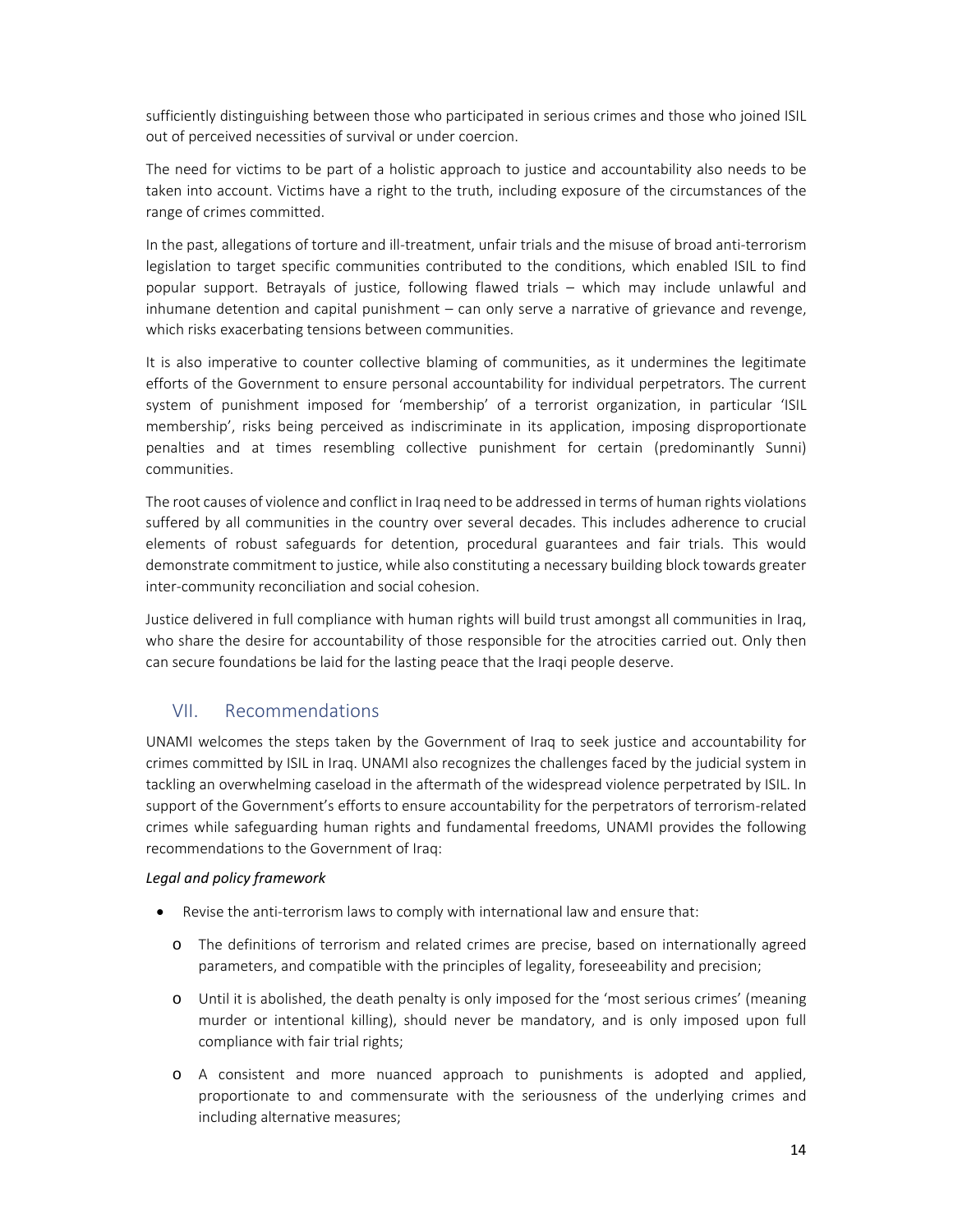sufficiently distinguishing between those who participated in serious crimes and those who joined ISIL out of perceived necessities of survival or under coercion.

The need for victims to be part of a holistic approach to justice and accountability also needs to be taken into account. Victims have a right to the truth, including exposure of the circumstances of the range of crimes committed.

In the past, allegations of torture and ill-treatment, unfair trials and the misuse of broad anti-terrorism legislation to target specific communities contributed to the conditions, which enabled ISIL to find popular support. Betrayals of justice, following flawed trials – which may include unlawful and inhumane detention and capital punishment – can only serve a narrative of grievance and revenge, which risks exacerbating tensions between communities.

It is also imperative to counter collective blaming of communities, as it undermines the legitimate efforts of the Government to ensure personal accountability for individual perpetrators. The current system of punishment imposed for 'membership' of a terrorist organization, in particular 'ISIL membership', risks being perceived as indiscriminate in its application, imposing disproportionate penalties and at times resembling collective punishment for certain (predominantly Sunni) communities.

The root causes of violence and conflict in Iraq need to be addressed in terms of human rights violations suffered by all communities in the country over several decades. This includes adherence to crucial elements of robust safeguards for detention, procedural guarantees and fair trials. This would demonstrate commitment to justice, while also constituting a necessary building block towards greater inter-community reconciliation and social cohesion.

Justice delivered in full compliance with human rights will build trust amongst all communities in Iraq, who share the desire for accountability of those responsible for the atrocities carried out. Only then can secure foundations be laid for the lasting peace that the Iraqi people deserve.

## VII. Recommendations

UNAMI welcomes the steps taken by the Government of Iraq to seek justice and accountability for crimes committed by ISIL in Iraq. UNAMI also recognizes the challenges faced by the judicial system in tackling an overwhelming caseload in the aftermath of the widespread violence perpetrated by ISIL. In support of the Government's efforts to ensure accountability for the perpetrators of terrorism-related crimes while safeguarding human rights and fundamental freedoms, UNAMI provides the following recommendations to the Government of Iraq:

*Legal and policy framework*

- Revise the anti-terrorism laws to comply with international law and ensure that:
  - The definitions of terrorism and related crimes are precise, based on internationally agreed parameters, and compatible with the principles of legality, foreseeability and precision;
  - Until it is abolished, the death penalty is only imposed for the 'most serious crimes' (meaning murder or intentional killing), should never be mandatory, and is only imposed upon full compliance with fair trial rights;
  - A consistent and more nuanced approach to punishments is adopted and applied, proportionate to and commensurate with the seriousness of the underlying crimes and including alternative measures;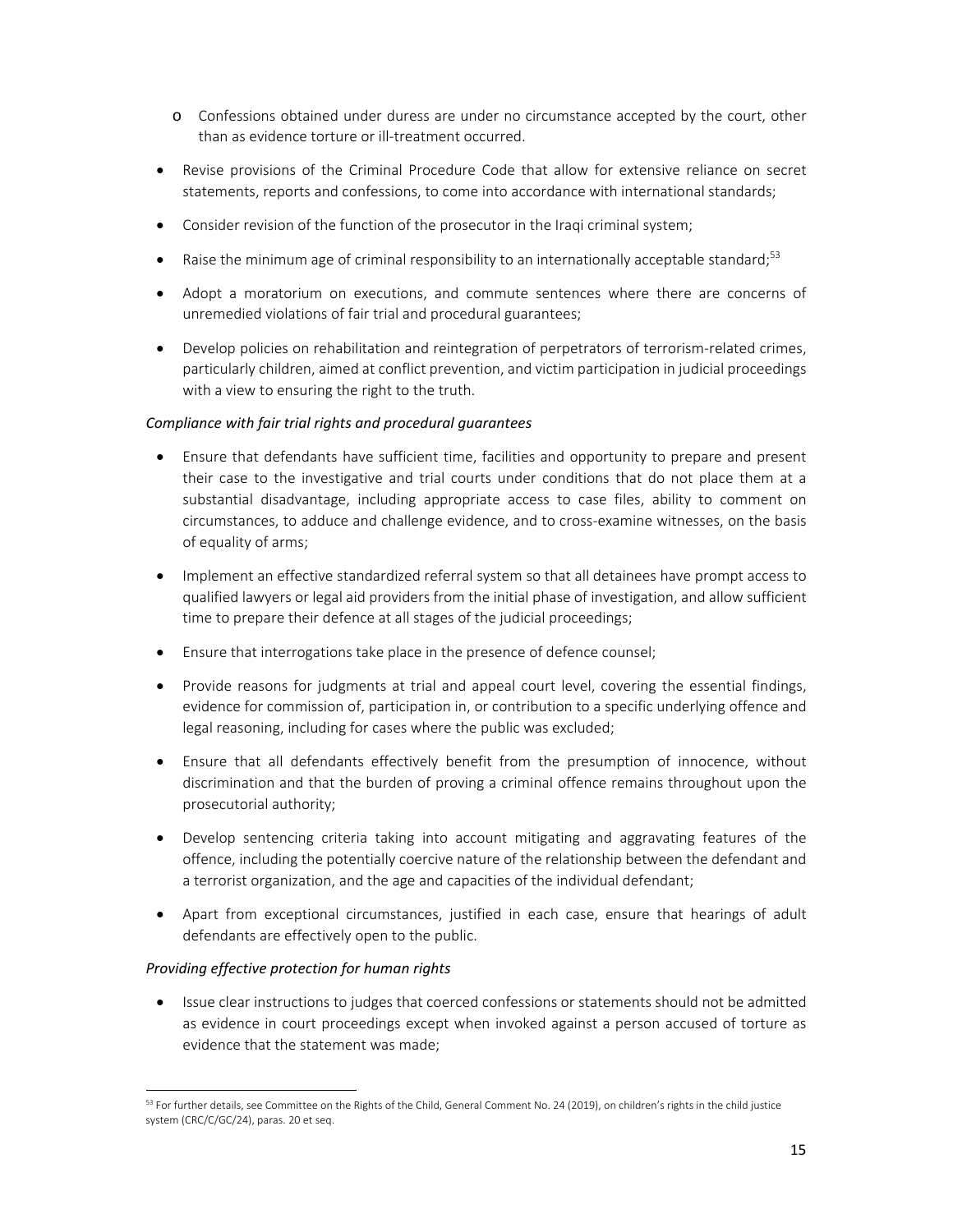- Confessions obtained under duress are under no circumstance accepted by the court, other than as evidence torture or ill-treatment occurred.

- Revise provisions of the Criminal Procedure Code that allow for extensive reliance on secret statements, reports and confessions, to come into accordance with international standards;
- Consider revision of the function of the prosecutor in the Iraqi criminal system;
- Raise the minimum age of criminal responsibility to an internationally acceptable standard;[53]
- Adopt a moratorium on executions, and commute sentences where there are concerns of unremedied violations of fair trial and procedural guarantees;
- Develop policies on rehabilitation and reintegration of perpetrators of terrorism-related crimes, particularly children, aimed at conflict prevention, and victim participation in judicial proceedings with a view to ensuring the right to the truth.

*Compliance with fair trial rights and procedural guarantees*

- Ensure that defendants have sufficient time, facilities and opportunity to prepare and present their case to the investigative and trial courts under conditions that do not place them at a substantial disadvantage, including appropriate access to case files, ability to comment on circumstances, to adduce and challenge evidence, and to cross-examine witnesses, on the basis of equality of arms;
- Implement an effective standardized referral system so that all detainees have prompt access to qualified lawyers or legal aid providers from the initial phase of investigation, and allow sufficient time to prepare their defence at all stages of the judicial proceedings;
- Ensure that interrogations take place in the presence of defence counsel;
- Provide reasons for judgments at trial and appeal court level, covering the essential findings, evidence for commission of, participation in, or contribution to a specific underlying offence and legal reasoning, including for cases where the public was excluded;
- Ensure that all defendants effectively benefit from the presumption of innocence, without discrimination and that the burden of proving a criminal offence remains throughout upon the prosecutorial authority;
- Develop sentencing criteria taking into account mitigating and aggravating features of the offence, including the potentially coercive nature of the relationship between the defendant and a terrorist organization, and the age and capacities of the individual defendant;
- Apart from exceptional circumstances, justified in each case, ensure that hearings of adult defendants are effectively open to the public.

*Providing effective protection for human rights*

- Issue clear instructions to judges that coerced confessions or statements should not be admitted as evidence in court proceedings except when invoked against a person accused of torture as evidence that the statement was made;

---

[53] For further details, see Committee on the Rights of the Child, General Comment No. 24 (2019), on children's rights in the child justice system (CRC/C/GC/24), paras. 20 et seq.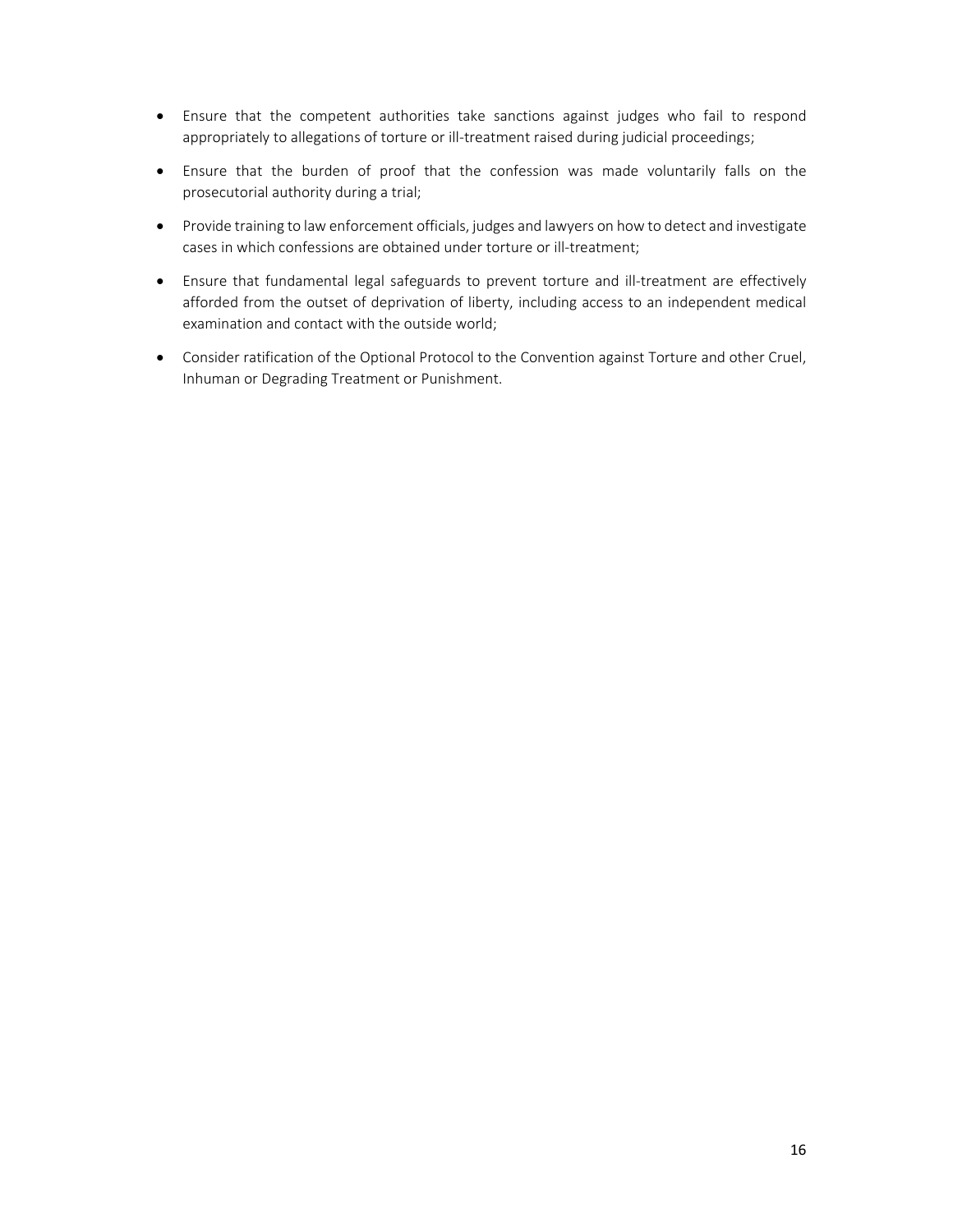- Ensure that the competent authorities take sanctions against judges who fail to respond appropriately to allegations of torture or ill-treatment raised during judicial proceedings;
- Ensure that the burden of proof that the confession was made voluntarily falls on the prosecutorial authority during a trial;
- Provide training to law enforcement officials, judges and lawyers on how to detect and investigate cases in which confessions are obtained under torture or ill-treatment;
- Ensure that fundamental legal safeguards to prevent torture and ill-treatment are effectively afforded from the outset of deprivation of liberty, including access to an independent medical examination and contact with the outside world;
- Consider ratification of the Optional Protocol to the Convention against Torture and other Cruel, Inhuman or Degrading Treatment or Punishment.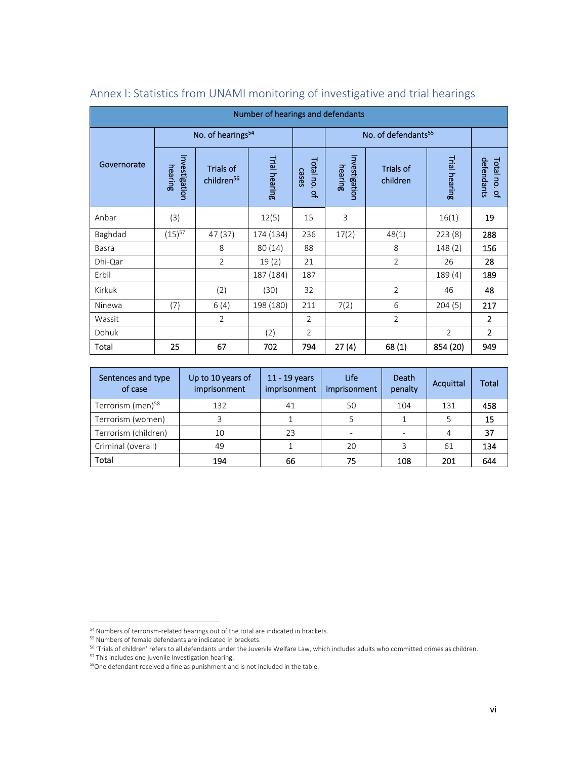## Annex I: Statistics from UNAMI monitoring of investigative and trial hearings

| Number of hearings and defendants | | | | | | | | |
|---|---|---|---|---|---|---|---|---|
| Governorate | No. of hearings[54] | | | | No. of defendants[55] | | | |
| | Investigation hearing | Trials of children[56] | Trial hearing | Total no. of cases | Investigation hearing | Trials of children | Trial hearing | Total no. of defendants |
| Anbar | (3) | | 12(5) | 15 | 3 | | 16(1) | **19** |
| Baghdad | (15)[57] | 47 (37) | 174 (134) | 236 | 17(2) | 48(1) | 223 (8) | **288** |
| Basra | | 8 | 80 (14) | 88 | | 8 | 148 (2) | **156** |
| Dhi-Qar | | 2 | 19 (2) | 21 | | 2 | 26 | **28** |
| Erbil | | | 187 (184) | 187 | | | 189 (4) | **189** |
| Kirkuk | | (2) | (30) | 32 | | 2 | 46 | **48** |
| Ninewa | (7) | 6 (4) | 198 (180) | 211 | 7(2) | 6 | 204 (5) | **217** |
| Wassit | | 2 | | 2 | | 2 | | **2** |
| Dohuk | | | (2) | 2 | | | 2 | **2** |
| **Total** | **25** | **67** | **702** | **794** | **27 (4)** | **68 (1)** | **854 (20)** | **949** |

| Sentences and type of case | Up to 10 years of imprisonment | 11 - 19 years imprisonment | Life imprisonment | Death penalty | Acquittal | Total |
|---|---|---|---|---|---|---|
| Terrorism (men)[58] | 132 | 41 | 50 | 104 | 131 | **458** |
| Terrorism (women) | 3 | 1 | 5 | 1 | 5 | **15** |
| Terrorism (children) | 10 | 23 | - | - | 4 | **37** |
| Criminal (overall) | 49 | 1 | 20 | 3 | 61 | **134** |
| **Total** | **194** | **66** | **75** | **108** | **201** | **644** |

[54] Numbers of terrorism-related hearings out of the total are indicated in brackets.

[55] Numbers of female defendants are indicated in brackets.

[56] 'Trials of children' refers to all defendants under the Juvenile Welfare Law, which includes adults who committed crimes as children.

[57] This includes one juvenile investigation hearing.

[58] One defendant received a fine as punishment and is not included in the table.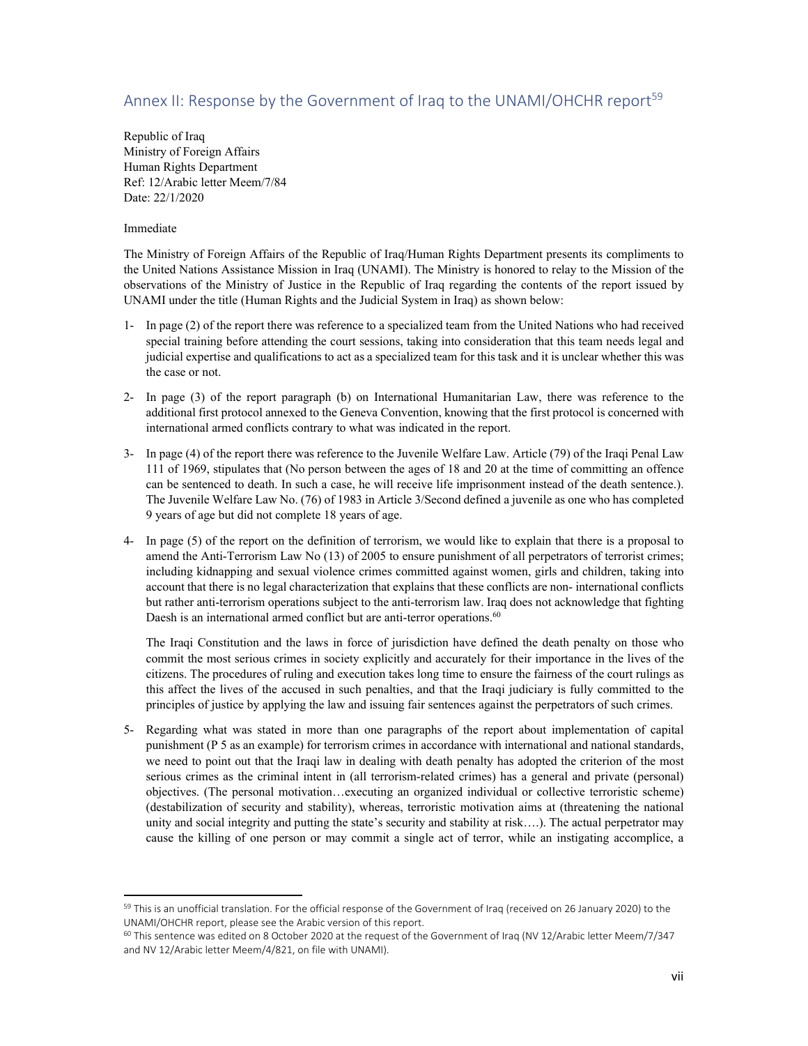## Annex II: Response by the Government of Iraq to the UNAMI/OHCHR report[59]

Republic of Iraq
Ministry of Foreign Affairs
Human Rights Department
Ref: 12/Arabic letter Meem/7/84
Date: 22/1/2020

Immediate

The Ministry of Foreign Affairs of the Republic of Iraq/Human Rights Department presents its compliments to the United Nations Assistance Mission in Iraq (UNAMI). The Ministry is honored to relay to the Mission of the observations of the Ministry of Justice in the Republic of Iraq regarding the contents of the report issued by UNAMI under the title (Human Rights and the Judicial System in Iraq) as shown below:

1- In page (2) of the report there was reference to a specialized team from the United Nations who had received special training before attending the court sessions, taking into consideration that this team needs legal and judicial expertise and qualifications to act as a specialized team for this task and it is unclear whether this was the case or not.

2- In page (3) of the report paragraph (b) on International Humanitarian Law, there was reference to the additional first protocol annexed to the Geneva Convention, knowing that the first protocol is concerned with international armed conflicts contrary to what was indicated in the report.

3- In page (4) of the report there was reference to the Juvenile Welfare Law. Article (79) of the Iraqi Penal Law 111 of 1969, stipulates that (No person between the ages of 18 and 20 at the time of committing an offence can be sentenced to death. In such a case, he will receive life imprisonment instead of the death sentence.). The Juvenile Welfare Law No. (76) of 1983 in Article 3/Second defined a juvenile as one who has completed 9 years of age but did not complete 18 years of age.

4- In page (5) of the report on the definition of terrorism, we would like to explain that there is a proposal to amend the Anti-Terrorism Law No (13) of 2005 to ensure punishment of all perpetrators of terrorist crimes; including kidnapping and sexual violence crimes committed against women, girls and children, taking into account that there is no legal characterization that explains that these conflicts are non- international conflicts but rather anti-terrorism operations subject to the anti-terrorism law. Iraq does not acknowledge that fighting Daesh is an international armed conflict but are anti-terror operations.[60]

   The Iraqi Constitution and the laws in force of jurisdiction have defined the death penalty on those who commit the most serious crimes in society explicitly and accurately for their importance in the lives of the citizens. The procedures of ruling and execution takes long time to ensure the fairness of the court rulings as this affect the lives of the accused in such penalties, and that the Iraqi judiciary is fully committed to the principles of justice by applying the law and issuing fair sentences against the perpetrators of such crimes.

5- Regarding what was stated in more than one paragraphs of the report about implementation of capital punishment (P 5 as an example) for terrorism crimes in accordance with international and national standards, we need to point out that the Iraqi law in dealing with death penalty has adopted the criterion of the most serious crimes as the criminal intent in (all terrorism-related crimes) has a general and private (personal) objectives. (The personal motivation…executing an organized individual or collective terroristic scheme) (destabilization of security and stability), whereas, terroristic motivation aims at (threatening the national unity and social integrity and putting the state's security and stability at risk….). The actual perpetrator may cause the killing of one person or may commit a single act of terror, while an instigating accomplice, a

[59] This is an unofficial translation. For the official response of the Government of Iraq (received on 26 January 2020) to the UNAMI/OHCHR report, please see the Arabic version of this report.

[60] This sentence was edited on 8 October 2020 at the request of the Government of Iraq (NV 12/Arabic letter Meem/7/347 and NV 12/Arabic letter Meem/4/821, on file with UNAMI).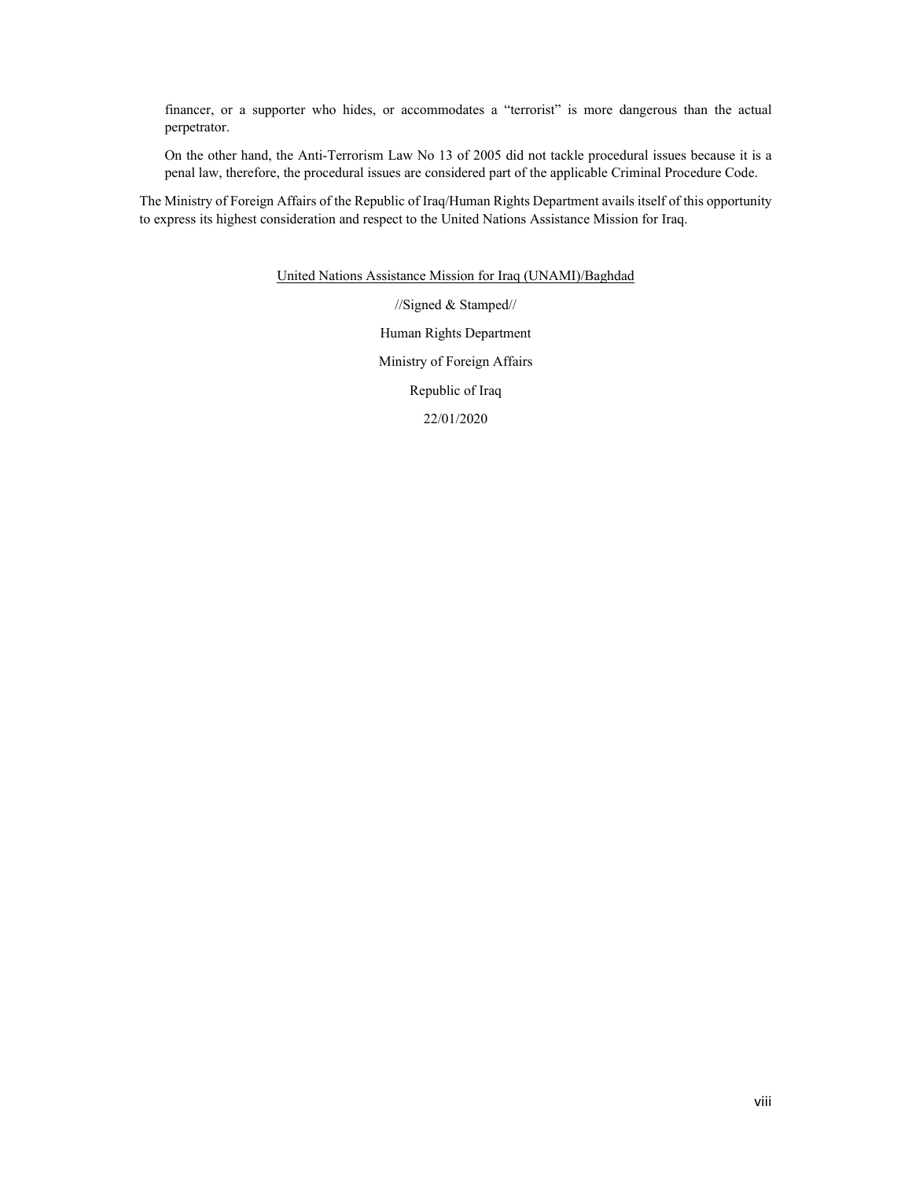financer, or a supporter who hides, or accommodates a "terrorist" is more dangerous than the actual perpetrator.

On the other hand, the Anti-Terrorism Law No 13 of 2005 did not tackle procedural issues because it is a penal law, therefore, the procedural issues are considered part of the applicable Criminal Procedure Code.

The Ministry of Foreign Affairs of the Republic of Iraq/Human Rights Department avails itself of this opportunity to express its highest consideration and respect to the United Nations Assistance Mission for Iraq.

<u>United Nations Assistance Mission for Iraq (UNAMI)/Baghdad</u>

//Signed & Stamped//

Human Rights Department

Ministry of Foreign Affairs

Republic of Iraq

22/01/2020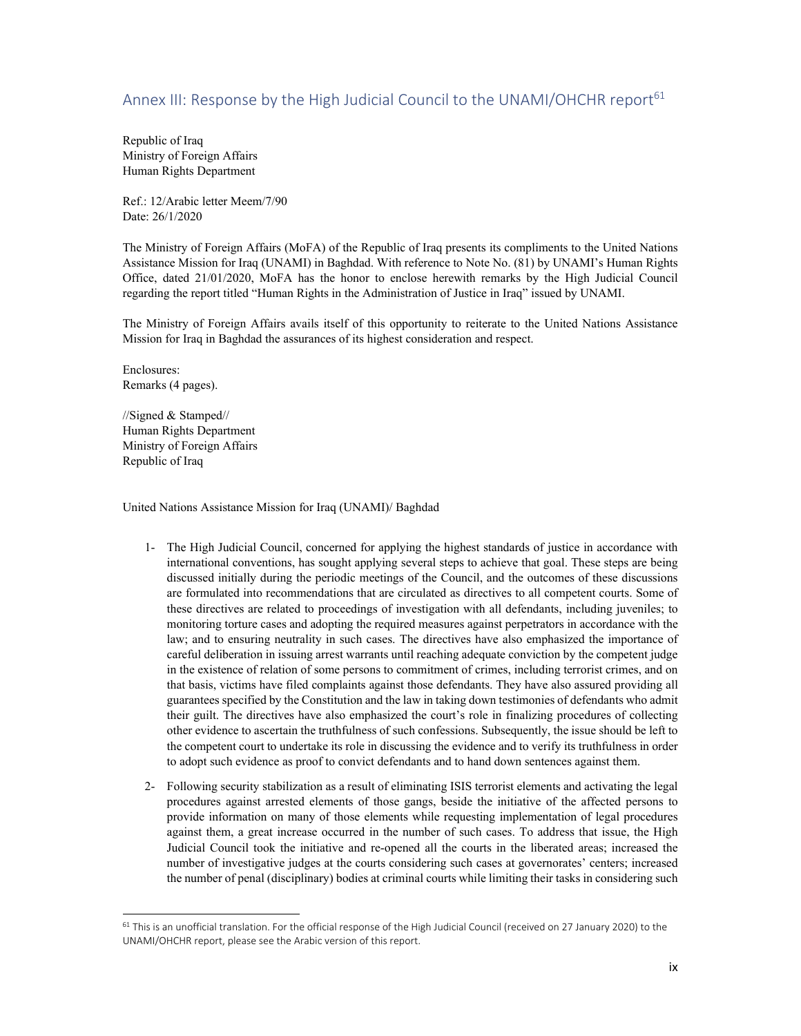## Annex III: Response by the High Judicial Council to the UNAMI/OHCHR report[61]

Republic of Iraq
Ministry of Foreign Affairs
Human Rights Department

Ref.: 12/Arabic letter Meem/7/90
Date: 26/1/2020

The Ministry of Foreign Affairs (MoFA) of the Republic of Iraq presents its compliments to the United Nations Assistance Mission for Iraq (UNAMI) in Baghdad. With reference to Note No. (81) by UNAMI's Human Rights Office, dated 21/01/2020, MoFA has the honor to enclose herewith remarks by the High Judicial Council regarding the report titled "Human Rights in the Administration of Justice in Iraq" issued by UNAMI.

The Ministry of Foreign Affairs avails itself of this opportunity to reiterate to the United Nations Assistance Mission for Iraq in Baghdad the assurances of its highest consideration and respect.

Enclosures:
Remarks (4 pages).

//Signed & Stamped//
Human Rights Department
Ministry of Foreign Affairs
Republic of Iraq

United Nations Assistance Mission for Iraq (UNAMI)/ Baghdad

1- The High Judicial Council, concerned for applying the highest standards of justice in accordance with international conventions, has sought applying several steps to achieve that goal. These steps are being discussed initially during the periodic meetings of the Council, and the outcomes of these discussions are formulated into recommendations that are circulated as directives to all competent courts. Some of these directives are related to proceedings of investigation with all defendants, including juveniles; to monitoring torture cases and adopting the required measures against perpetrators in accordance with the law; and to ensuring neutrality in such cases. The directives have also emphasized the importance of careful deliberation in issuing arrest warrants until reaching adequate conviction by the competent judge in the existence of relation of some persons to commitment of crimes, including terrorist crimes, and on that basis, victims have filed complaints against those defendants. They have also assured providing all guarantees specified by the Constitution and the law in taking down testimonies of defendants who admit their guilt. The directives have also emphasized the court's role in finalizing procedures of collecting other evidence to ascertain the truthfulness of such confessions. Subsequently, the issue should be left to the competent court to undertake its role in discussing the evidence and to verify its truthfulness in order to adopt such evidence as proof to convict defendants and to hand down sentences against them.

2- Following security stabilization as a result of eliminating ISIS terrorist elements and activating the legal procedures against arrested elements of those gangs, beside the initiative of the affected persons to provide information on many of those elements while requesting implementation of legal procedures against them, a great increase occurred in the number of such cases. To address that issue, the High Judicial Council took the initiative and re-opened all the courts in the liberated areas; increased the number of investigative judges at the courts considering such cases at governorates' centers; increased the number of penal (disciplinary) bodies at criminal courts while limiting their tasks in considering such

[61] This is an unofficial translation. For the official response of the High Judicial Council (received on 27 January 2020) to the UNAMI/OHCHR report, please see the Arabic version of this report.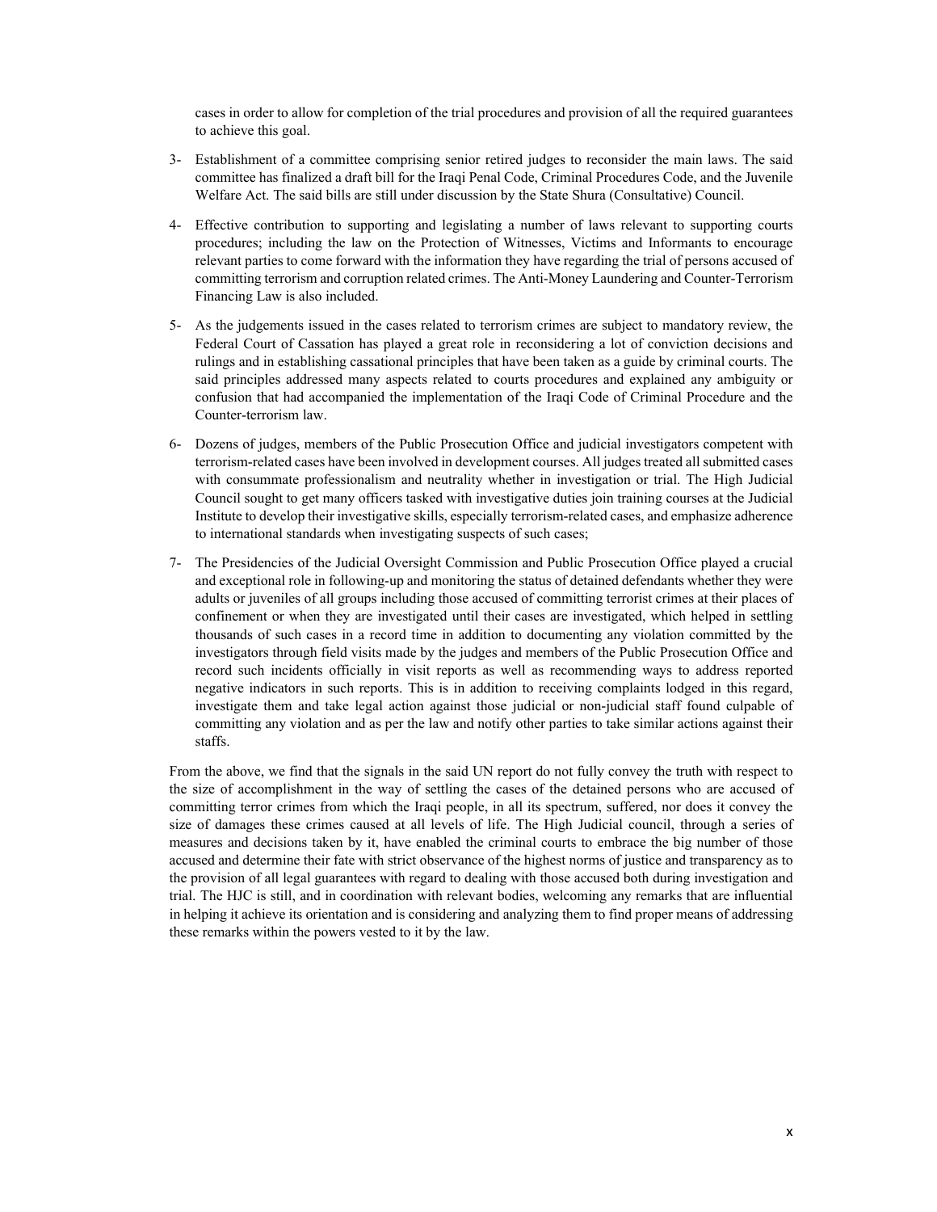cases in order to allow for completion of the trial procedures and provision of all the required guarantees to achieve this goal.

3- Establishment of a committee comprising senior retired judges to reconsider the main laws. The said committee has finalized a draft bill for the Iraqi Penal Code, Criminal Procedures Code, and the Juvenile Welfare Act. The said bills are still under discussion by the State Shura (Consultative) Council.

4- Effective contribution to supporting and legislating a number of laws relevant to supporting courts procedures; including the law on the Protection of Witnesses, Victims and Informants to encourage relevant parties to come forward with the information they have regarding the trial of persons accused of committing terrorism and corruption related crimes. The Anti-Money Laundering and Counter-Terrorism Financing Law is also included.

5- As the judgements issued in the cases related to terrorism crimes are subject to mandatory review, the Federal Court of Cassation has played a great role in reconsidering a lot of conviction decisions and rulings and in establishing cassational principles that have been taken as a guide by criminal courts. The said principles addressed many aspects related to courts procedures and explained any ambiguity or confusion that had accompanied the implementation of the Iraqi Code of Criminal Procedure and the Counter-terrorism law.

6- Dozens of judges, members of the Public Prosecution Office and judicial investigators competent with terrorism-related cases have been involved in development courses. All judges treated all submitted cases with consummate professionalism and neutrality whether in investigation or trial. The High Judicial Council sought to get many officers tasked with investigative duties join training courses at the Judicial Institute to develop their investigative skills, especially terrorism-related cases, and emphasize adherence to international standards when investigating suspects of such cases;

7- The Presidencies of the Judicial Oversight Commission and Public Prosecution Office played a crucial and exceptional role in following-up and monitoring the status of detained defendants whether they were adults or juveniles of all groups including those accused of committing terrorist crimes at their places of confinement or when they are investigated until their cases are investigated, which helped in settling thousands of such cases in a record time in addition to documenting any violation committed by the investigators through field visits made by the judges and members of the Public Prosecution Office and record such incidents officially in visit reports as well as recommending ways to address reported negative indicators in such reports. This is in addition to receiving complaints lodged in this regard, investigate them and take legal action against those judicial or non-judicial staff found culpable of committing any violation and as per the law and notify other parties to take similar actions against their staffs.

From the above, we find that the signals in the said UN report do not fully convey the truth with respect to the size of accomplishment in the way of settling the cases of the detained persons who are accused of committing terror crimes from which the Iraqi people, in all its spectrum, suffered, nor does it convey the size of damages these crimes caused at all levels of life. The High Judicial council, through a series of measures and decisions taken by it, have enabled the criminal courts to embrace the big number of those accused and determine their fate with strict observance of the highest norms of justice and transparency as to the provision of all legal guarantees with regard to dealing with those accused both during investigation and trial. The HJC is still, and in coordination with relevant bodies, welcoming any remarks that are influential in helping it achieve its orientation and is considering and analyzing them to find proper means of addressing these remarks within the powers vested to it by the law.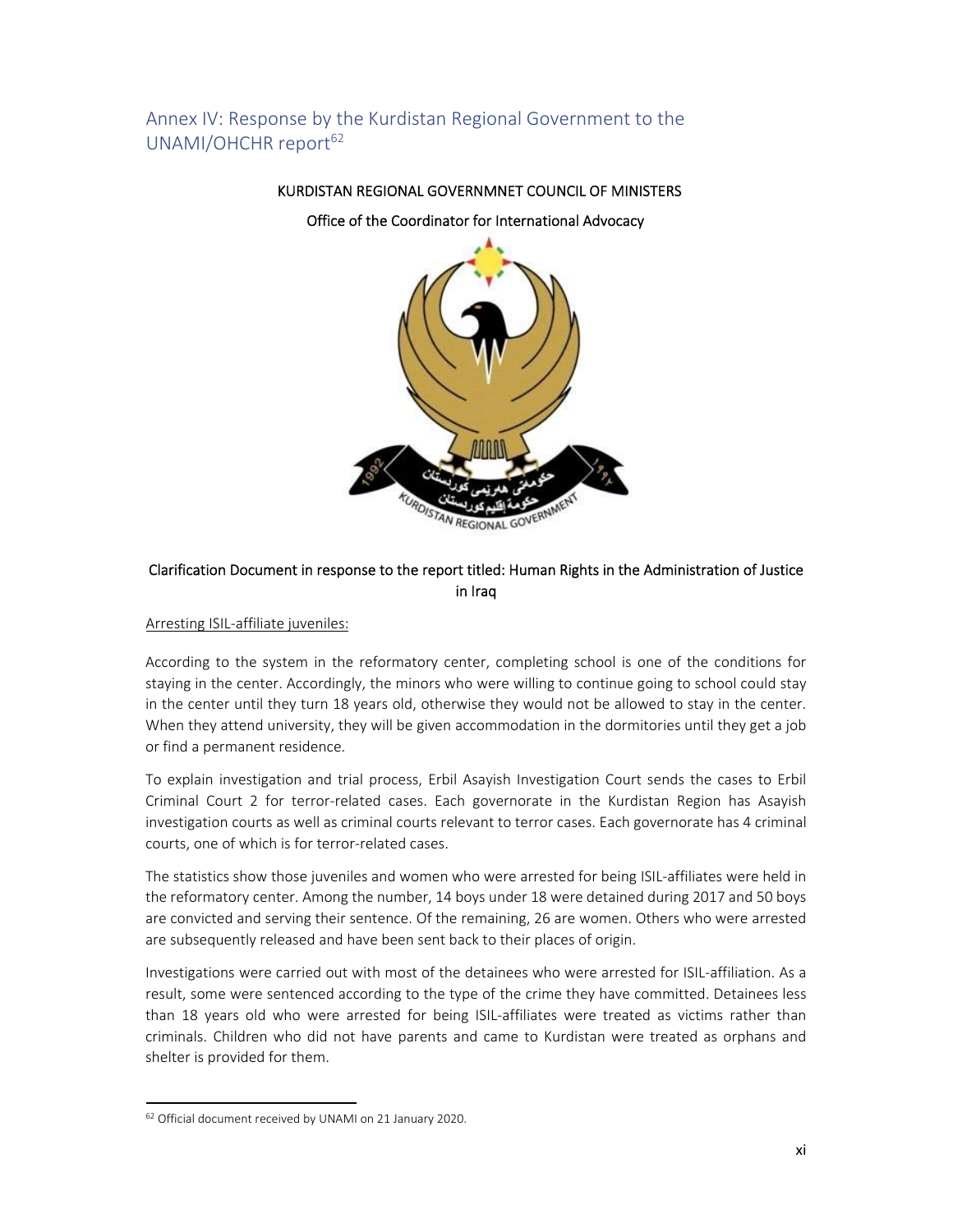## Annex IV: Response by the Kurdistan Regional Government to the UNAMI/OHCHR report[62]

KURDISTAN REGIONAL GOVERNMNET COUNCIL OF MINISTERS

Office of the Coordinator for International Advocacy

Clarification Document in response to the report titled: Human Rights in the Administration of Justice in Iraq

Arresting ISIL-affiliate juveniles:

According to the system in the reformatory center, completing school is one of the conditions for staying in the center. Accordingly, the minors who were willing to continue going to school could stay in the center until they turn 18 years old, otherwise they would not be allowed to stay in the center. When they attend university, they will be given accommodation in the dormitories until they get a job or find a permanent residence.

To explain investigation and trial process, Erbil Asayish Investigation Court sends the cases to Erbil Criminal Court 2 for terror-related cases. Each governorate in the Kurdistan Region has Asayish investigation courts as well as criminal courts relevant to terror cases. Each governorate has 4 criminal courts, one of which is for terror-related cases.

The statistics show those juveniles and women who were arrested for being ISIL-affiliates were held in the reformatory center. Among the number, 14 boys under 18 were detained during 2017 and 50 boys are convicted and serving their sentence. Of the remaining, 26 are women. Others who were arrested are subsequently released and have been sent back to their places of origin.

Investigations were carried out with most of the detainees who were arrested for ISIL-affiliation. As a result, some were sentenced according to the type of the crime they have committed. Detainees less than 18 years old who were arrested for being ISIL-affiliates were treated as victims rather than criminals. Children who did not have parents and came to Kurdistan were treated as orphans and shelter is provided for them.

[62] Official document received by UNAMI on 21 January 2020.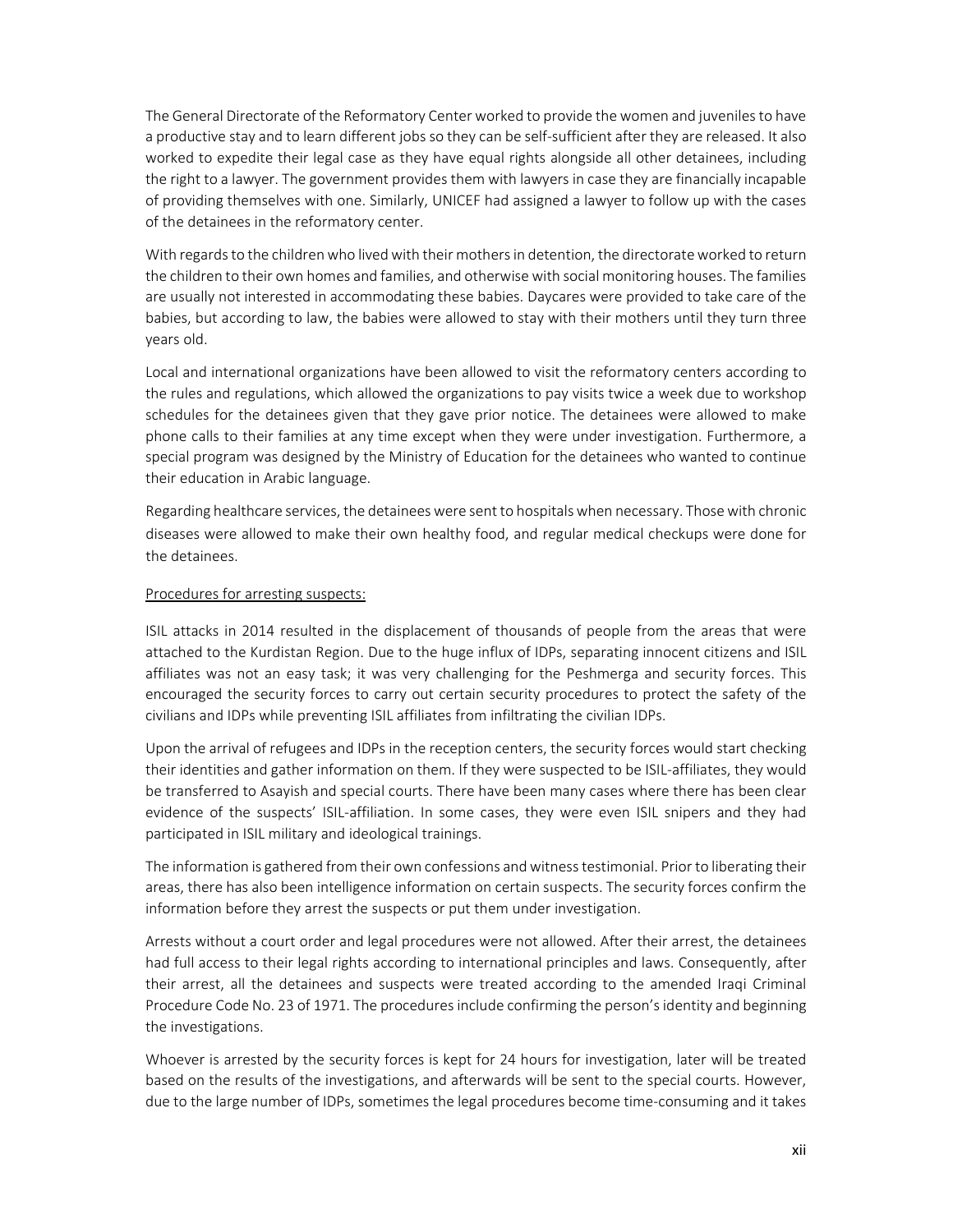The General Directorate of the Reformatory Center worked to provide the women and juveniles to have a productive stay and to learn different jobs so they can be self-sufficient after they are released. It also worked to expedite their legal case as they have equal rights alongside all other detainees, including the right to a lawyer. The government provides them with lawyers in case they are financially incapable of providing themselves with one. Similarly, UNICEF had assigned a lawyer to follow up with the cases of the detainees in the reformatory center.

With regards to the children who lived with their mothers in detention, the directorate worked to return the children to their own homes and families, and otherwise with social monitoring houses. The families are usually not interested in accommodating these babies. Daycares were provided to take care of the babies, but according to law, the babies were allowed to stay with their mothers until they turn three years old.

Local and international organizations have been allowed to visit the reformatory centers according to the rules and regulations, which allowed the organizations to pay visits twice a week due to workshop schedules for the detainees given that they gave prior notice. The detainees were allowed to make phone calls to their families at any time except when they were under investigation. Furthermore, a special program was designed by the Ministry of Education for the detainees who wanted to continue their education in Arabic language.

Regarding healthcare services, the detainees were sent to hospitals when necessary. Those with chronic diseases were allowed to make their own healthy food, and regular medical checkups were done for the detainees.

Procedures for arresting suspects:

ISIL attacks in 2014 resulted in the displacement of thousands of people from the areas that were attached to the Kurdistan Region. Due to the huge influx of IDPs, separating innocent citizens and ISIL affiliates was not an easy task; it was very challenging for the Peshmerga and security forces. This encouraged the security forces to carry out certain security procedures to protect the safety of the civilians and IDPs while preventing ISIL affiliates from infiltrating the civilian IDPs.

Upon the arrival of refugees and IDPs in the reception centers, the security forces would start checking their identities and gather information on them. If they were suspected to be ISIL-affiliates, they would be transferred to Asayish and special courts. There have been many cases where there has been clear evidence of the suspects' ISIL-affiliation. In some cases, they were even ISIL snipers and they had participated in ISIL military and ideological trainings.

The information is gathered from their own confessions and witness testimonial. Prior to liberating their areas, there has also been intelligence information on certain suspects. The security forces confirm the information before they arrest the suspects or put them under investigation.

Arrests without a court order and legal procedures were not allowed. After their arrest, the detainees had full access to their legal rights according to international principles and laws. Consequently, after their arrest, all the detainees and suspects were treated according to the amended Iraqi Criminal Procedure Code No. 23 of 1971. The procedures include confirming the person's identity and beginning the investigations.

Whoever is arrested by the security forces is kept for 24 hours for investigation, later will be treated based on the results of the investigations, and afterwards will be sent to the special courts. However, due to the large number of IDPs, sometimes the legal procedures become time-consuming and it takes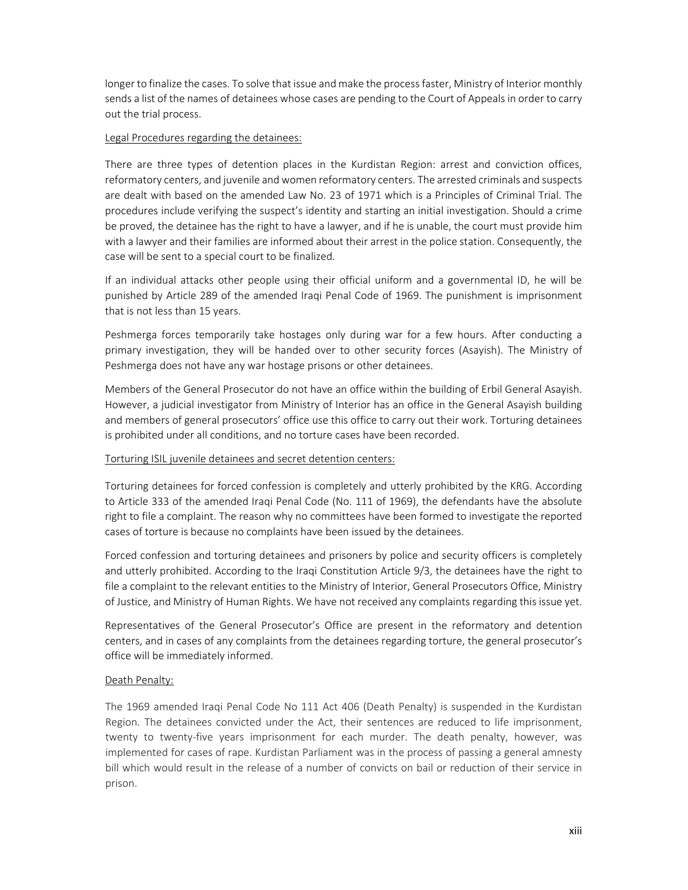longer to finalize the cases. To solve that issue and make the process faster, Ministry of Interior monthly sends a list of the names of detainees whose cases are pending to the Court of Appeals in order to carry out the trial process.

Legal Procedures regarding the detainees:

There are three types of detention places in the Kurdistan Region: arrest and conviction offices, reformatory centers, and juvenile and women reformatory centers. The arrested criminals and suspects are dealt with based on the amended Law No. 23 of 1971 which is a Principles of Criminal Trial. The procedures include verifying the suspect's identity and starting an initial investigation. Should a crime be proved, the detainee has the right to have a lawyer, and if he is unable, the court must provide him with a lawyer and their families are informed about their arrest in the police station. Consequently, the case will be sent to a special court to be finalized.

If an individual attacks other people using their official uniform and a governmental ID, he will be punished by Article 289 of the amended Iraqi Penal Code of 1969. The punishment is imprisonment that is not less than 15 years.

Peshmerga forces temporarily take hostages only during war for a few hours. After conducting a primary investigation, they will be handed over to other security forces (Asayish). The Ministry of Peshmerga does not have any war hostage prisons or other detainees.

Members of the General Prosecutor do not have an office within the building of Erbil General Asayish. However, a judicial investigator from Ministry of Interior has an office in the General Asayish building and members of general prosecutors' office use this office to carry out their work. Torturing detainees is prohibited under all conditions, and no torture cases have been recorded.

Torturing ISIL juvenile detainees and secret detention centers:

Torturing detainees for forced confession is completely and utterly prohibited by the KRG. According to Article 333 of the amended Iraqi Penal Code (No. 111 of 1969), the defendants have the absolute right to file a complaint. The reason why no committees have been formed to investigate the reported cases of torture is because no complaints have been issued by the detainees.

Forced confession and torturing detainees and prisoners by police and security officers is completely and utterly prohibited. According to the Iraqi Constitution Article 9/3, the detainees have the right to file a complaint to the relevant entities to the Ministry of Interior, General Prosecutors Office, Ministry of Justice, and Ministry of Human Rights. We have not received any complaints regarding this issue yet.

Representatives of the General Prosecutor's Office are present in the reformatory and detention centers, and in cases of any complaints from the detainees regarding torture, the general prosecutor's office will be immediately informed.

Death Penalty:

The 1969 amended Iraqi Penal Code No 111 Act 406 (Death Penalty) is suspended in the Kurdistan Region. The detainees convicted under the Act, their sentences are reduced to life imprisonment, twenty to twenty-five years imprisonment for each murder. The death penalty, however, was implemented for cases of rape. Kurdistan Parliament was in the process of passing a general amnesty bill which would result in the release of a number of convicts on bail or reduction of their service in prison.